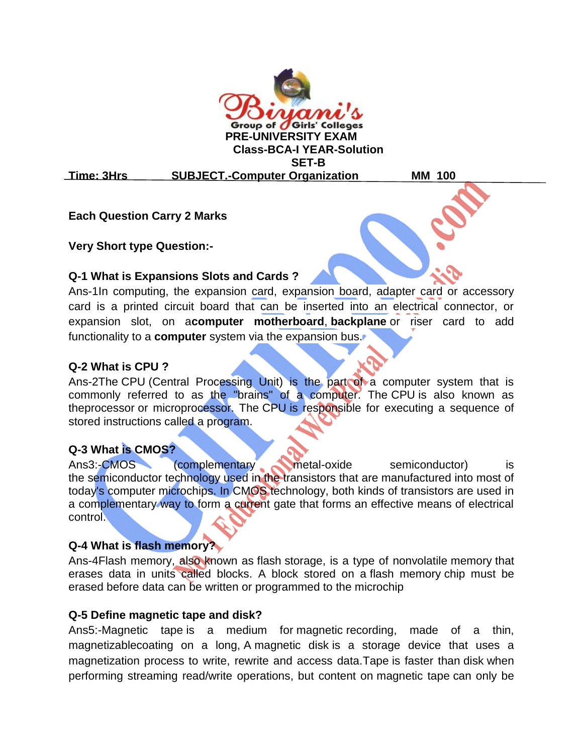**Biyani's Group of Girls' Colleges**

**PRE-UNIVERSITY EXAM**

**Class-BCA-I YEAR-Solution**

**SET-B**

**Time: 3Hrs** **SUBJECT.-Computer Organization** **MM 100**

**Each Question Carry 2 Marks**

**Very Short type Question:-**

**Q-1 What is Expansions Slots and Cards ?**

Ans-1In computing, the expansion card, expansion board, adapter card or accessory card is a printed circuit board that can be inserted into an electrical connector, or expansion slot, on a**computer motherboard**, **backplane** or riser card to add functionality to a **computer** system via the expansion bus.

**Q-2 What is CPU ?**

Ans-2The CPU (Central Processing Unit) is the part of a computer system that is commonly referred to as the "brains" of a computer. The CPU is also known as theprocessor or microprocessor. The CPU is responsible for executing a sequence of stored instructions called a program.

**Q-3 What is CMOS?**

Ans3:-CMOS (complementary metal-oxide semiconductor) is the semiconductor technology used in the transistors that are manufactured into most of today's computer microchips. In CMOS technology, both kinds of transistors are used in a complementary way to form a current gate that forms an effective means of electrical control.

**Q-4 What is flash memory?**

Ans-4Flash memory, also known as flash storage, is a type of nonvolatile memory that erases data in units called blocks. A block stored on a flash memory chip must be erased before data can be written or programmed to the microchip

**Q-5 Define magnetic tape and disk?**

Ans5:-Magnetic tape is a medium for magnetic recording, made of a thin, magnetizablecoating on a long, A magnetic disk is a storage device that uses a magnetization process to write, rewrite and access data.Tape is faster than disk when performing streaming read/write operations, but content on magnetic tape can only be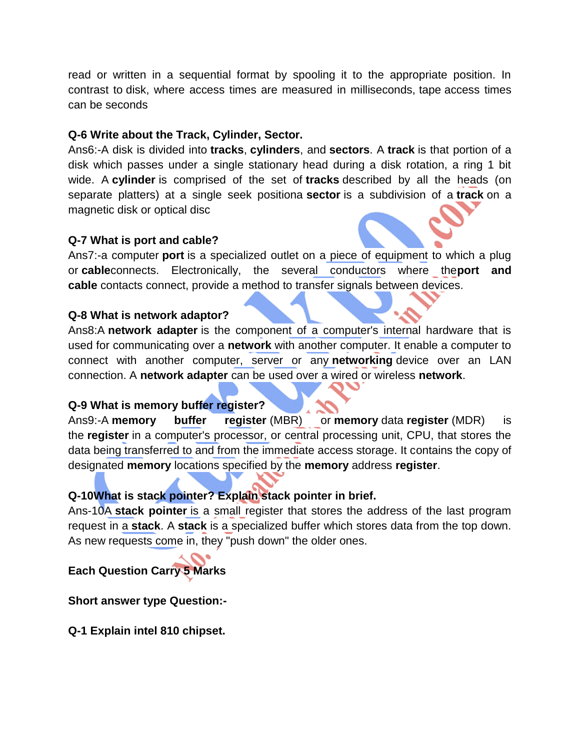read or written in a sequential format by spooling it to the appropriate position. In contrast to disk, where access times are measured in milliseconds, tape access times can be seconds

**Q-6 Write about the Track, Cylinder, Sector.**

Ans6:-A disk is divided into **tracks**, **cylinders**, and **sectors**. A **track** is that portion of a disk which passes under a single stationary head during a disk rotation, a ring 1 bit wide. A **cylinder** is comprised of the set of **tracks** described by all the heads (on separate platters) at a single seek positiona **sector** is a subdivision of a **track** on a magnetic disk or optical disc

**Q-7 What is port and cable?**

Ans7:-a computer **port** is a specialized outlet on a piece of equipment to which a plug or **cable**connects. Electronically, the several conductors where the**port and cable** contacts connect, provide a method to transfer signals between devices.

**Q-8 What is network adaptor?**

Ans8:A **network adapter** is the component of a computer's internal hardware that is used for communicating over a **network** with another computer. It enable a computer to connect with another computer, server or any **networking** device over an LAN connection. A **network adapter** can be used over a wired or wireless **network**.

**Q-9 What is memory buffer register?**

Ans9:-A **memory buffer register** (MBR) or **memory** data **register** (MDR) is the **register** in a computer's processor, or central processing unit, CPU, that stores the data being transferred to and from the immediate access storage. It contains the copy of designated **memory** locations specified by the **memory** address **register**.

**Q-10What is stack pointer? Explain stack pointer in brief.**

Ans-10A **stack pointer** is a small register that stores the address of the last program request in a **stack**. A **stack** is a specialized buffer which stores data from the top down. As new requests come in, they "push down" the older ones.

**Each Question Carry 5 Marks**

**Short answer type Question:-**

**Q-1 Explain intel 810 chipset.**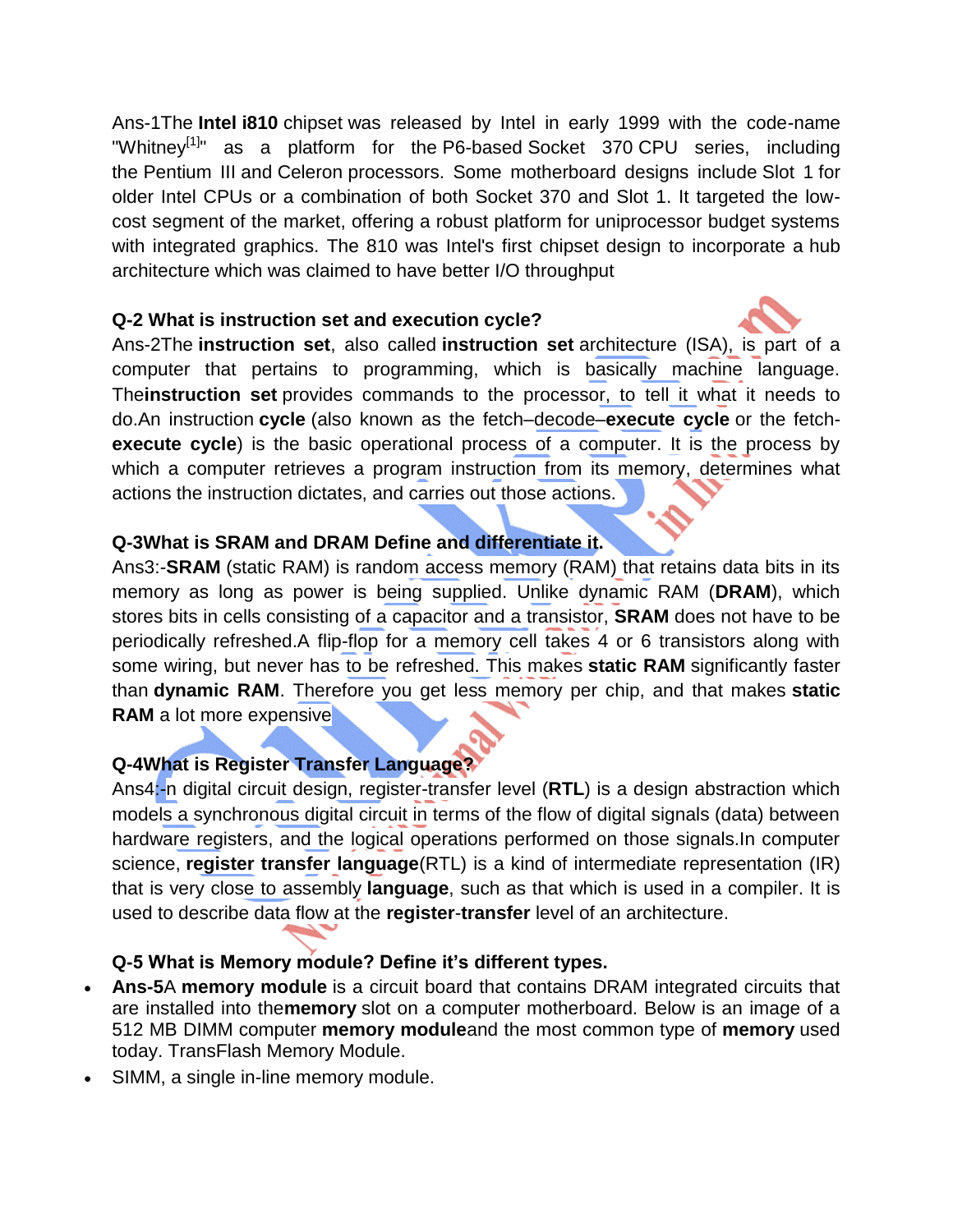Ans-1The **Intel i810** chipset was released by Intel in early 1999 with the code-name "Whitney[1]" as a platform for the P6-based Socket 370 CPU series, including the Pentium III and Celeron processors. Some motherboard designs include Slot 1 for older Intel CPUs or a combination of both Socket 370 and Slot 1. It targeted the low-cost segment of the market, offering a robust platform for uniprocessor budget systems with integrated graphics. The 810 was Intel's first chipset design to incorporate a hub architecture which was claimed to have better I/O throughput

**Q-2 What is instruction set and execution cycle?**

Ans-2The **instruction set**, also called **instruction set** architecture (ISA), is part of a computer that pertains to programming, which is basically machine language. The**instruction set** provides commands to the processor, to tell it what it needs to do.An instruction **cycle** (also known as the fetch–decode–**execute cycle** or the fetch-**execute cycle**) is the basic operational process of a computer. It is the process by which a computer retrieves a program instruction from its memory, determines what actions the instruction dictates, and carries out those actions.

**Q-3What is SRAM and DRAM Define and differentiate it.**

Ans3:-**SRAM** (static RAM) is random access memory (RAM) that retains data bits in its memory as long as power is being supplied. Unlike dynamic RAM (**DRAM**), which stores bits in cells consisting of a capacitor and a transistor, **SRAM** does not have to be periodically refreshed.A flip-flop for a memory cell takes 4 or 6 transistors along with some wiring, but never has to be refreshed. This makes **static RAM** significantly faster than **dynamic RAM**. Therefore you get less memory per chip, and that makes **static RAM** a lot more expensive

**Q-4What is Register Transfer Language?**

Ans4:-n digital circuit design, register-transfer level (**RTL**) is a design abstraction which models a synchronous digital circuit in terms of the flow of digital signals (data) between hardware registers, and the logical operations performed on those signals.In computer science, **register transfer language**(RTL) is a kind of intermediate representation (IR) that is very close to assembly **language**, such as that which is used in a compiler. It is used to describe data flow at the **register**-**transfer** level of an architecture.

**Q-5 What is Memory module? Define it's different types.**

- **Ans-5**A **memory module** is a circuit board that contains DRAM integrated circuits that are installed into the**memory** slot on a computer motherboard. Below is an image of a 512 MB DIMM computer **memory module**and the most common type of **memory** used today. TransFlash Memory Module.
- SIMM, a single in-line memory module.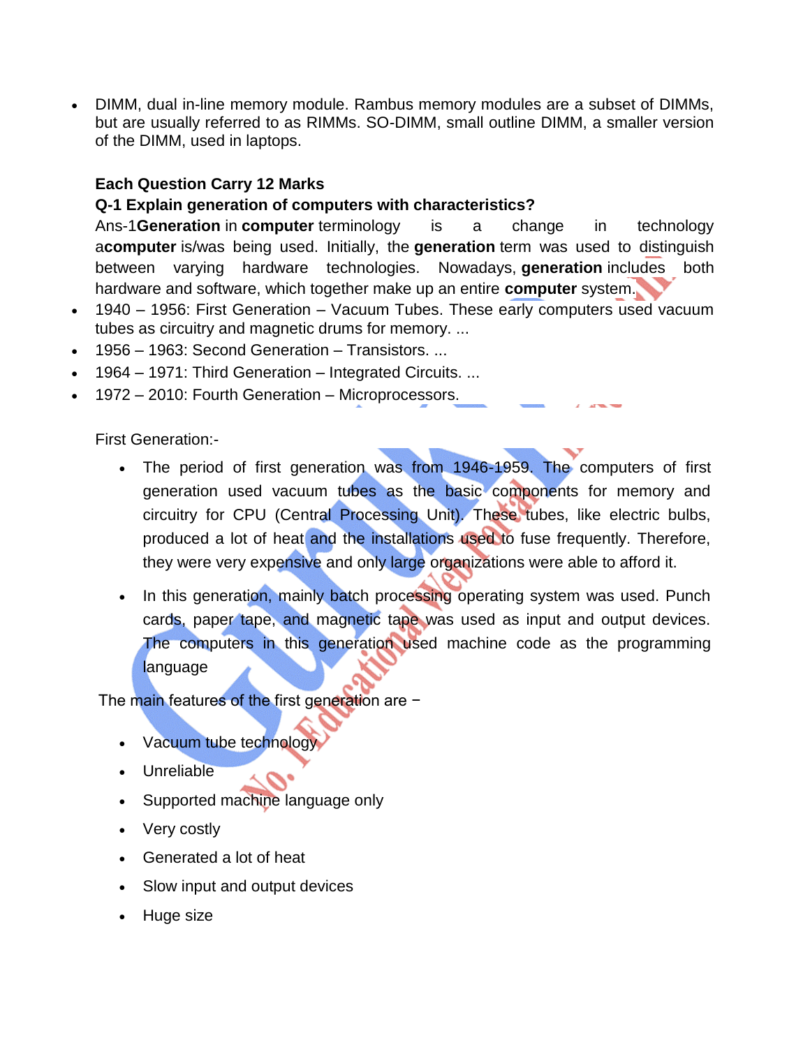- DIMM, dual in-line memory module. Rambus memory modules are a subset of DIMMs, but are usually referred to as RIMMs. SO-DIMM, small outline DIMM, a smaller version of the DIMM, used in laptops.

**Each Question Carry 12 Marks**

**Q-1 Explain generation of computers with characteristics?**

Ans-1**Generation** in **computer** terminology is a change in technology a**computer** is/was being used. Initially, the **generation** term was used to distinguish between varying hardware technologies. Nowadays, **generation** includes both hardware and software, which together make up an entire **computer** system.

- 1940 – 1956: First Generation – Vacuum Tubes. These early computers used vacuum tubes as circuitry and magnetic drums for memory. ...
- 1956 – 1963: Second Generation – Transistors. ...
- 1964 – 1971: Third Generation – Integrated Circuits. ...
- 1972 – 2010: Fourth Generation – Microprocessors.

First Generation:-

- The period of first generation was from 1946-1959. The computers of first generation used vacuum tubes as the basic components for memory and circuitry for CPU (Central Processing Unit). These tubes, like electric bulbs, produced a lot of heat and the installations used to fuse frequently. Therefore, they were very expensive and only large organizations were able to afford it.
- In this generation, mainly batch processing operating system was used. Punch cards, paper tape, and magnetic tape was used as input and output devices. The computers in this generation used machine code as the programming language

The main features of the first generation are −

- Vacuum tube technology
- Unreliable
- Supported machine language only
- Very costly
- Generated a lot of heat
- Slow input and output devices
- Huge size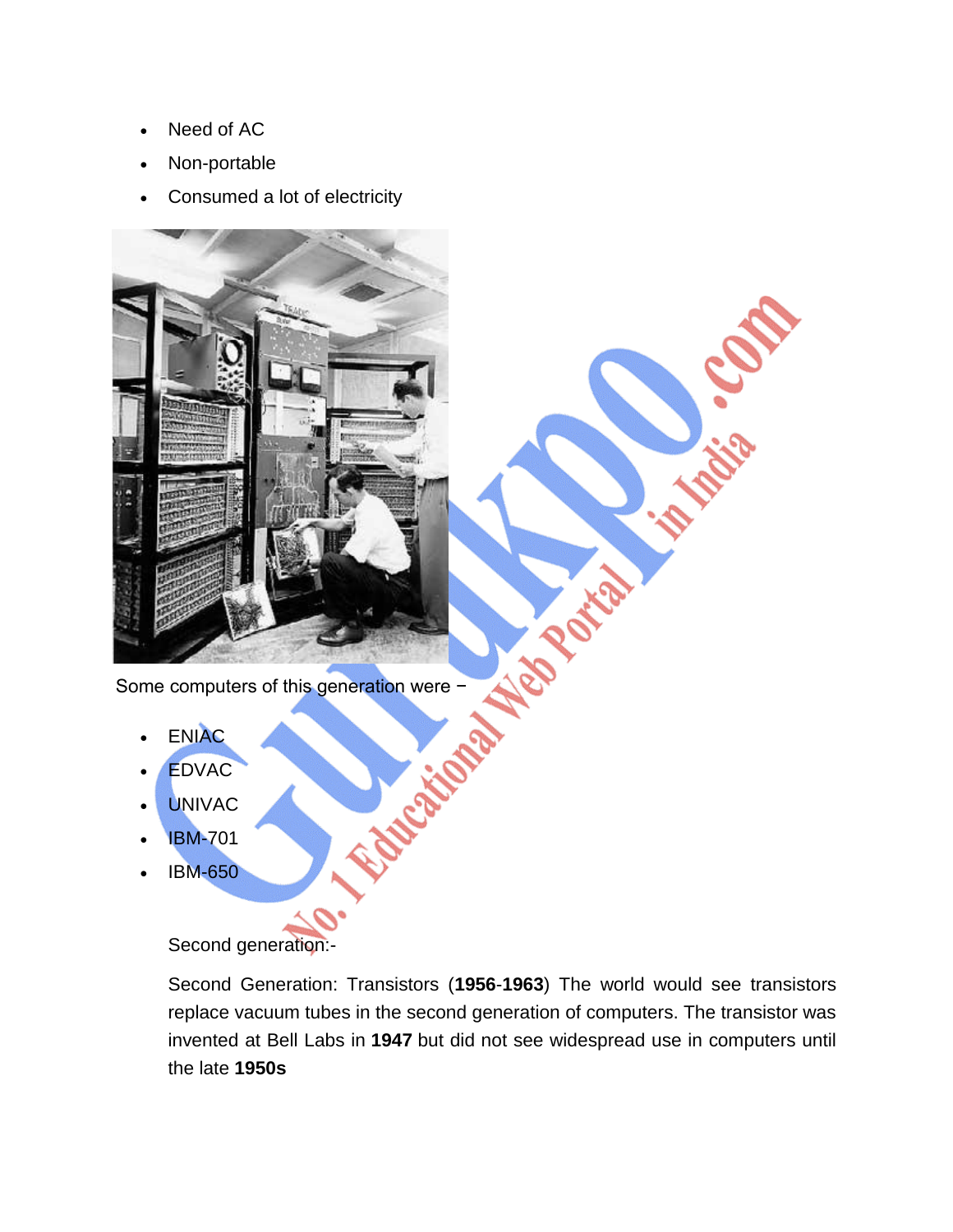- Need of AC
- Non-portable
- Consumed a lot of electricity

Some computers of this generation were −

- ENIAC
- EDVAC
- UNIVAC
- IBM-701
- IBM-650

Second generation:-

Second Generation: Transistors (**1956**-**1963**) The world would see transistors replace vacuum tubes in the second generation of computers. The transistor was invented at Bell Labs in **1947** but did not see widespread use in computers until the late **1950s**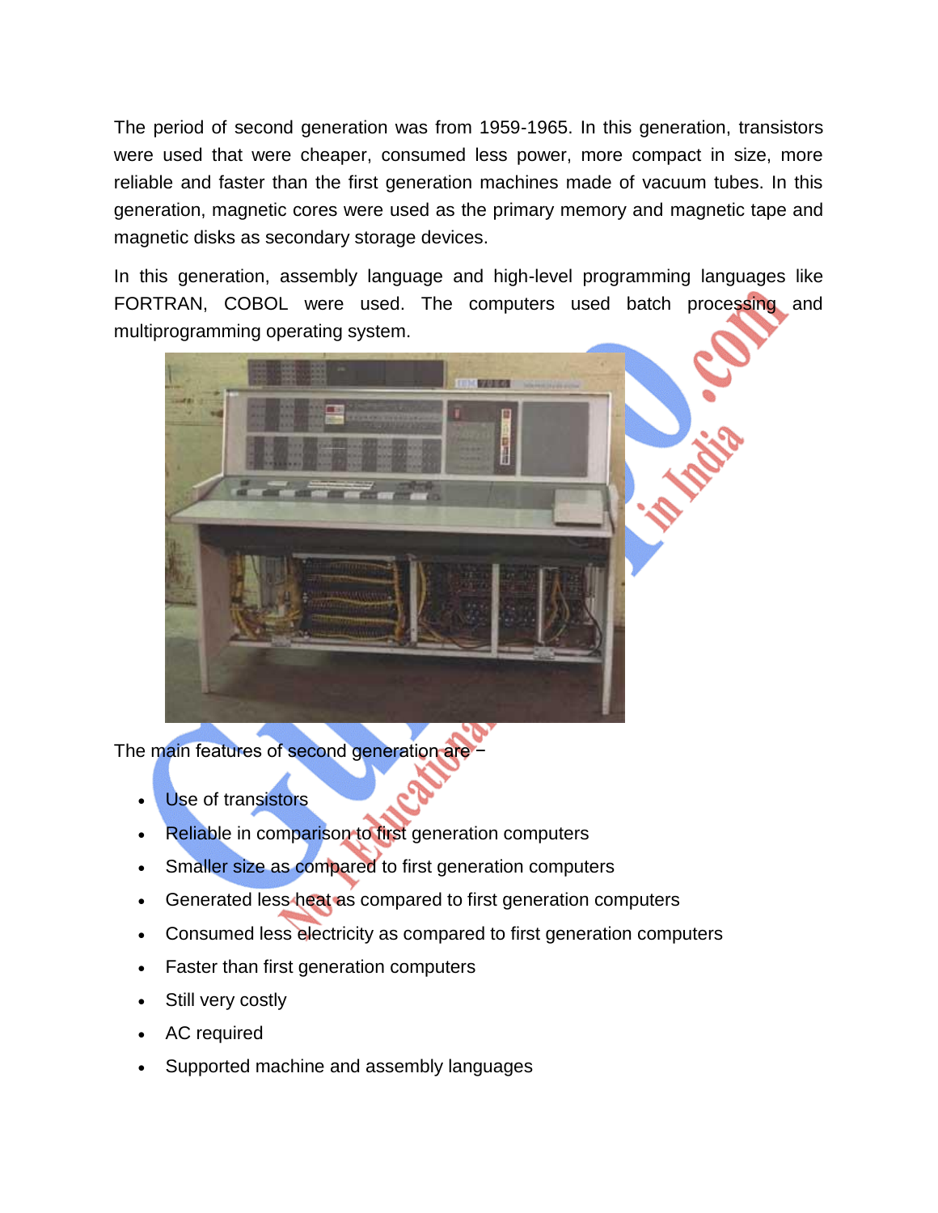The period of second generation was from 1959-1965. In this generation, transistors were used that were cheaper, consumed less power, more compact in size, more reliable and faster than the first generation machines made of vacuum tubes. In this generation, magnetic cores were used as the primary memory and magnetic tape and magnetic disks as secondary storage devices.

In this generation, assembly language and high-level programming languages like FORTRAN, COBOL were used. The computers used batch processing and multiprogramming operating system.

The main features of second generation are −

- Use of transistors
- Reliable in comparison to first generation computers
- Smaller size as compared to first generation computers
- Generated less heat as compared to first generation computers
- Consumed less electricity as compared to first generation computers
- Faster than first generation computers
- Still very costly
- AC required
- Supported machine and assembly languages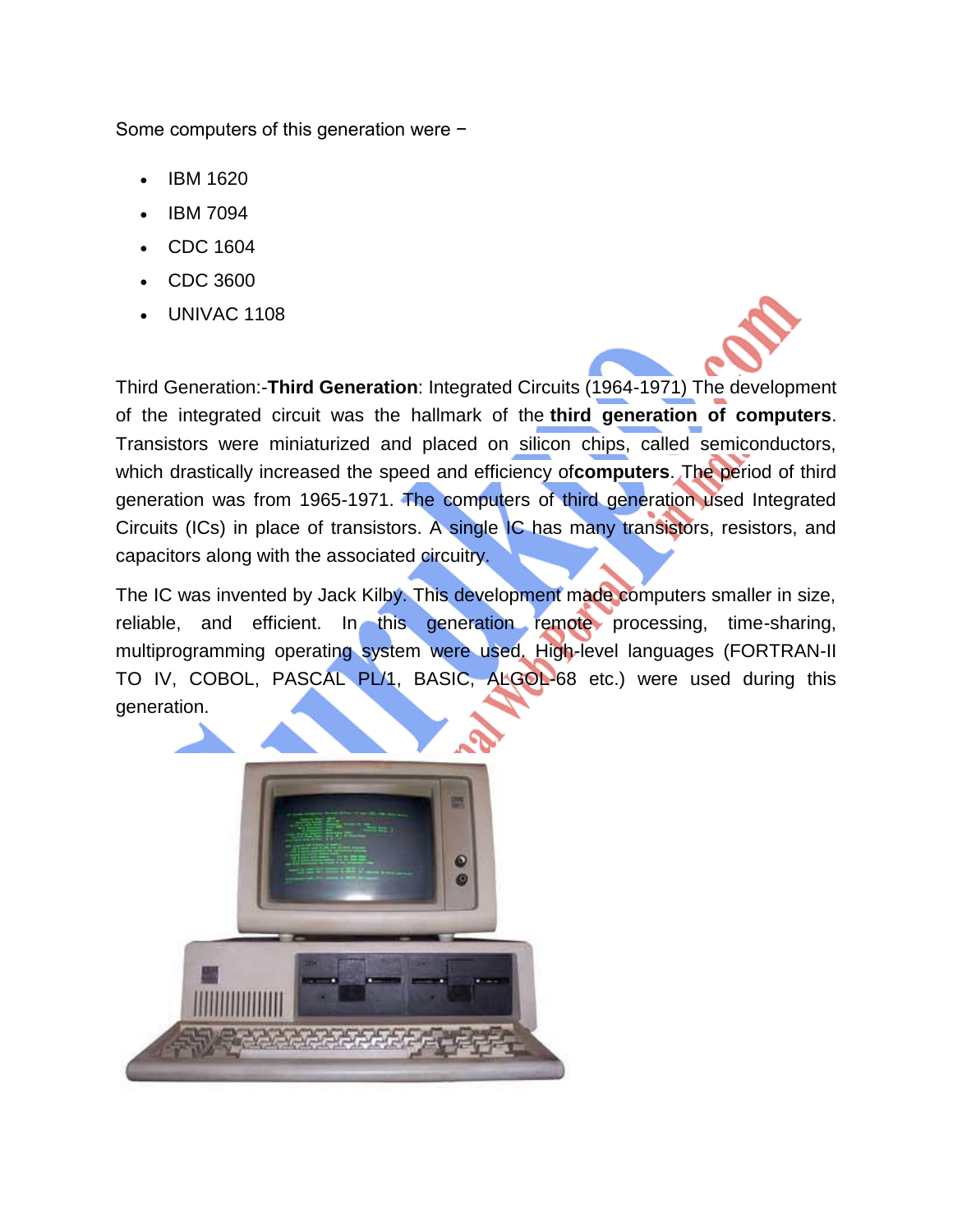Some computers of this generation were −

- IBM 1620
- IBM 7094
- CDC 1604
- CDC 3600
- UNIVAC 1108

Third Generation:-**Third Generation**: Integrated Circuits (1964-1971) The development of the integrated circuit was the hallmark of the **third generation of computers**. Transistors were miniaturized and placed on silicon chips, called semiconductors, which drastically increased the speed and efficiency of**computers**. The period of third generation was from 1965-1971. The computers of third generation used Integrated Circuits (ICs) in place of transistors. A single IC has many transistors, resistors, and capacitors along with the associated circuitry.

The IC was invented by Jack Kilby. This development made computers smaller in size, reliable, and efficient. In this generation remote processing, time-sharing, multiprogramming operating system were used. High-level languages (FORTRAN-II TO IV, COBOL, PASCAL PL/1, BASIC, ALGOL-68 etc.) were used during this generation.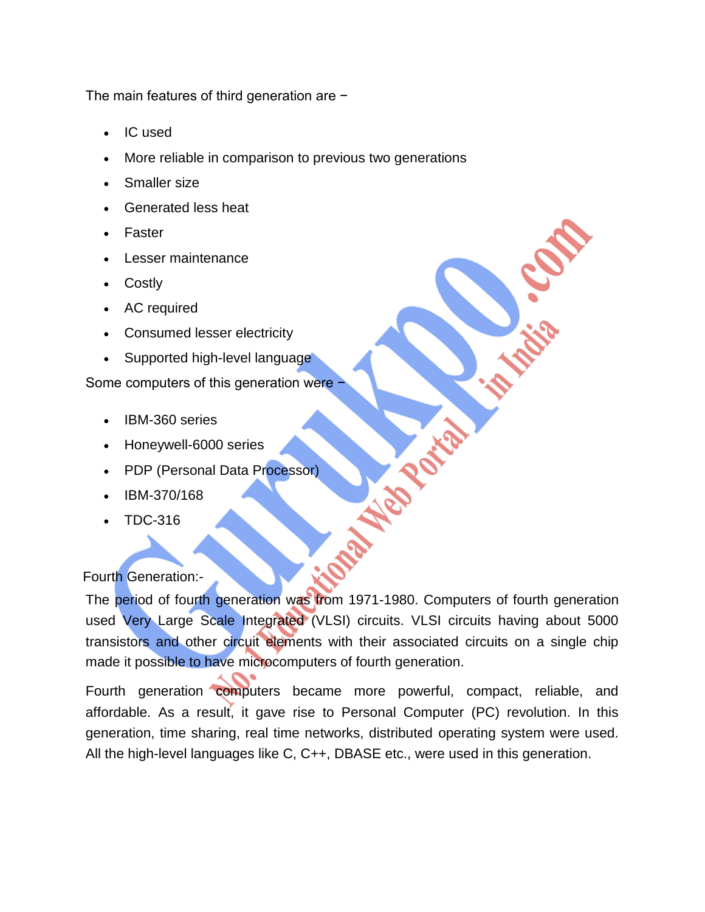The main features of third generation are −

- IC used
- More reliable in comparison to previous two generations
- Smaller size
- Generated less heat
- Faster
- Lesser maintenance
- Costly
- AC required
- Consumed lesser electricity
- Supported high-level language

Some computers of this generation were −

- IBM-360 series
- Honeywell-6000 series
- PDP (Personal Data Processor)
- IBM-370/168
- TDC-316

Fourth Generation:-

The period of fourth generation was from 1971-1980. Computers of fourth generation used Very Large Scale Integrated (VLSI) circuits. VLSI circuits having about 5000 transistors and other circuit elements with their associated circuits on a single chip made it possible to have microcomputers of fourth generation.

Fourth generation computers became more powerful, compact, reliable, and affordable. As a result, it gave rise to Personal Computer (PC) revolution. In this generation, time sharing, real time networks, distributed operating system were used. All the high-level languages like C, C++, DBASE etc., were used in this generation.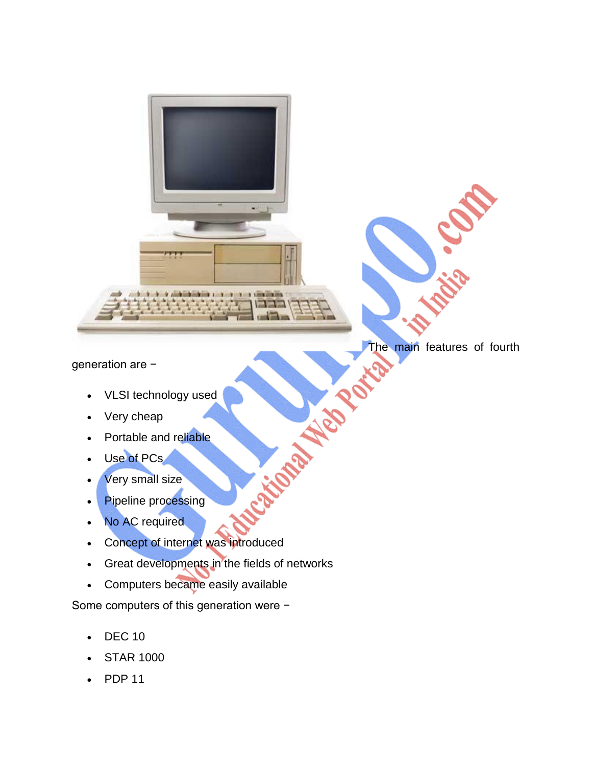The main features of fourth generation are −

- VLSI technology used
- Very cheap
- Portable and reliable
- Use of PCs
- Very small size
- Pipeline processing
- No AC required
- Concept of internet was introduced
- Great developments in the fields of networks
- Computers became easily available

Some computers of this generation were −

- DEC 10
- STAR 1000
- PDP 11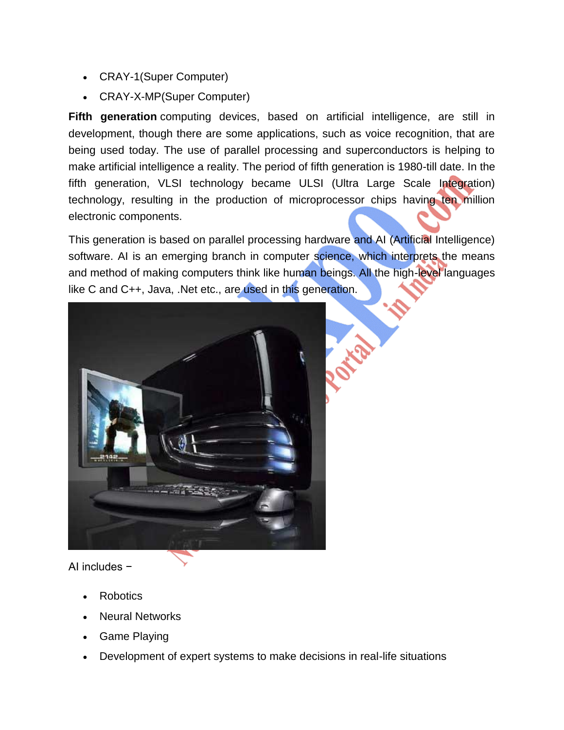- CRAY-1(Super Computer)
- CRAY-X-MP(Super Computer)

**Fifth generation** computing devices, based on artificial intelligence, are still in development, though there are some applications, such as voice recognition, that are being used today. The use of parallel processing and superconductors is helping to make artificial intelligence a reality. The period of fifth generation is 1980-till date. In the fifth generation, VLSI technology became ULSI (Ultra Large Scale Integration) technology, resulting in the production of microprocessor chips having ten million electronic components.

This generation is based on parallel processing hardware and AI (Artificial Intelligence) software. AI is an emerging branch in computer science, which interprets the means and method of making computers think like human beings. All the high-level languages like C and C++, Java, .Net etc., are used in this generation.

AI includes −

- Robotics
- Neural Networks
- Game Playing
- Development of expert systems to make decisions in real-life situations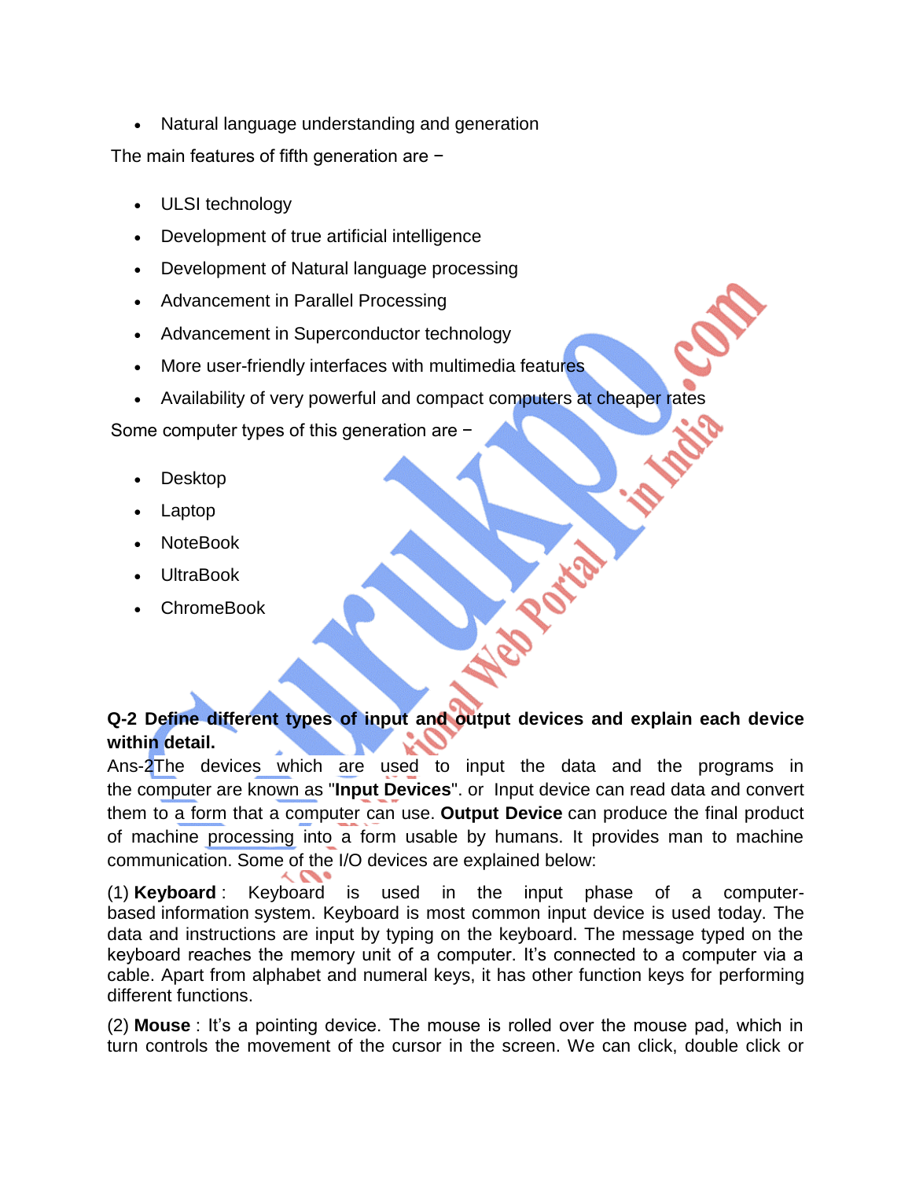- Natural language understanding and generation

The main features of fifth generation are −

- ULSI technology
- Development of true artificial intelligence
- Development of Natural language processing
- Advancement in Parallel Processing
- Advancement in Superconductor technology
- More user-friendly interfaces with multimedia features
- Availability of very powerful and compact computers at cheaper rates

Some computer types of this generation are −

- Desktop
- Laptop
- NoteBook
- UltraBook
- ChromeBook

**Q-2 Define different types of input and output devices and explain each device within detail.**

Ans-2The devices which are used to input the data and the programs in the computer are known as "**Input Devices**". or Input device can read data and convert them to a form that a computer can use. **Output Device** can produce the final product of machine processing into a form usable by humans. It provides man to machine communication. Some of the I/O devices are explained below:

(1) **Keyboard** : Keyboard is used in the input phase of a computer-based information system. Keyboard is most common input device is used today. The data and instructions are input by typing on the keyboard. The message typed on the keyboard reaches the memory unit of a computer. It's connected to a computer via a cable. Apart from alphabet and numeral keys, it has other function keys for performing different functions.

(2) **Mouse** : It's a pointing device. The mouse is rolled over the mouse pad, which in turn controls the movement of the cursor in the screen. We can click, double click or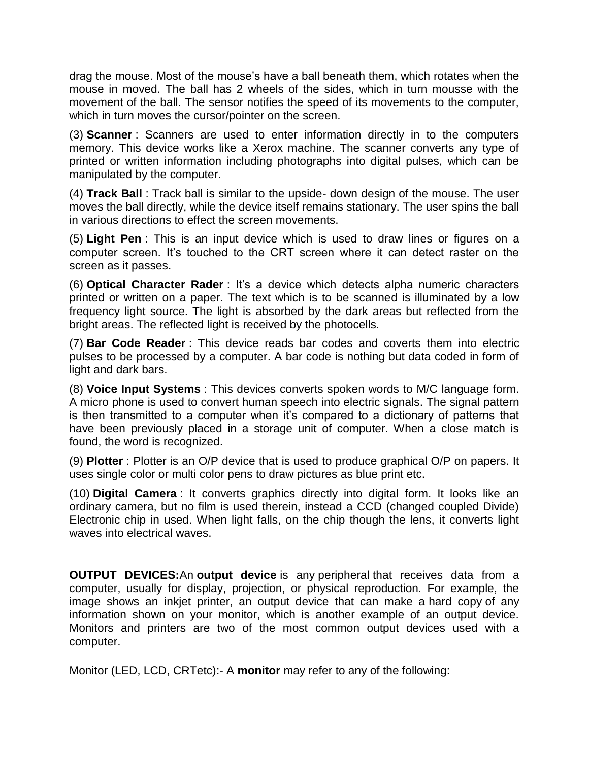drag the mouse. Most of the mouse's have a ball beneath them, which rotates when the mouse in moved. The ball has 2 wheels of the sides, which in turn mousse with the movement of the ball. The sensor notifies the speed of its movements to the computer, which in turn moves the cursor/pointer on the screen.

(3) **Scanner** : Scanners are used to enter information directly in to the computers memory. This device works like a Xerox machine. The scanner converts any type of printed or written information including photographs into digital pulses, which can be manipulated by the computer.

(4) **Track Ball** : Track ball is similar to the upside- down design of the mouse. The user moves the ball directly, while the device itself remains stationary. The user spins the ball in various directions to effect the screen movements.

(5) **Light Pen** : This is an input device which is used to draw lines or figures on a computer screen. It's touched to the CRT screen where it can detect raster on the screen as it passes.

(6) **Optical Character Rader** : It's a device which detects alpha numeric characters printed or written on a paper. The text which is to be scanned is illuminated by a low frequency light source. The light is absorbed by the dark areas but reflected from the bright areas. The reflected light is received by the photocells.

(7) **Bar Code Reader** : This device reads bar codes and coverts them into electric pulses to be processed by a computer. A bar code is nothing but data coded in form of light and dark bars.

(8) **Voice Input Systems** : This devices converts spoken words to M/C language form. A micro phone is used to convert human speech into electric signals. The signal pattern is then transmitted to a computer when it's compared to a dictionary of patterns that have been previously placed in a storage unit of computer. When a close match is found, the word is recognized.

(9) **Plotter** : Plotter is an O/P device that is used to produce graphical O/P on papers. It uses single color or multi color pens to draw pictures as blue print etc.

(10) **Digital Camera** : It converts graphics directly into digital form. It looks like an ordinary camera, but no film is used therein, instead a CCD (changed coupled Divide) Electronic chip in used. When light falls, on the chip though the lens, it converts light waves into electrical waves.

**OUTPUT DEVICES:**An **output device** is any peripheral that receives data from a computer, usually for display, projection, or physical reproduction. For example, the image shows an inkjet printer, an output device that can make a hard copy of any information shown on your monitor, which is another example of an output device. Monitors and printers are two of the most common output devices used with a computer.

Monitor (LED, LCD, CRTetc):- A **monitor** may refer to any of the following: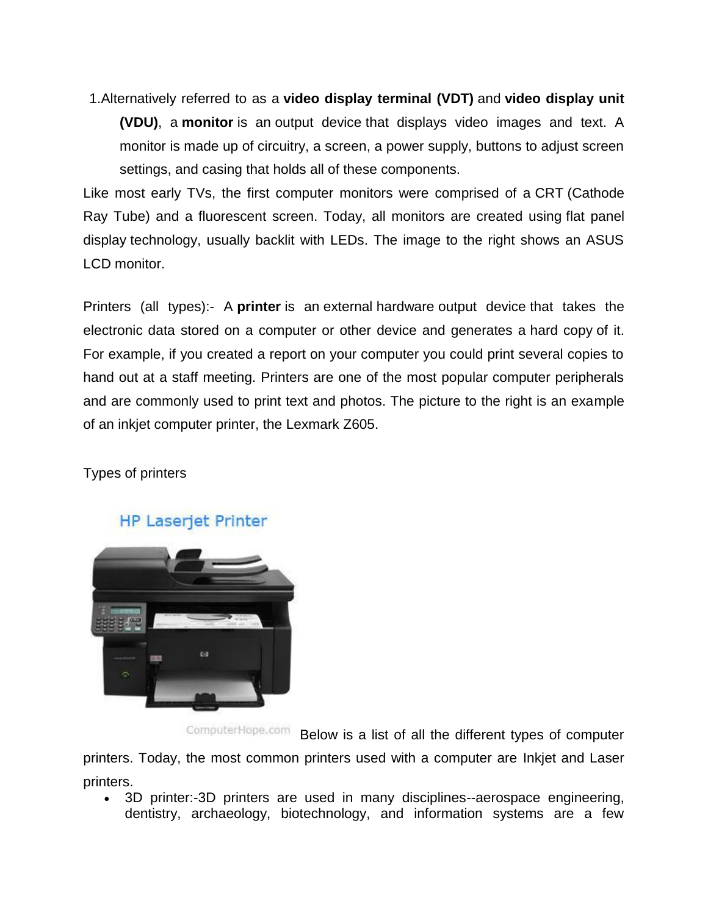1. Alternatively referred to as a **video display terminal (VDT)** and **video display unit (VDU)**, a **monitor** is an output device that displays video images and text. A monitor is made up of circuitry, a screen, a power supply, buttons to adjust screen settings, and casing that holds all of these components.

Like most early TVs, the first computer monitors were comprised of a CRT (Cathode Ray Tube) and a fluorescent screen. Today, all monitors are created using flat panel display technology, usually backlit with LEDs. The image to the right shows an ASUS LCD monitor.

Printers (all types):- A **printer** is an external hardware output device that takes the electronic data stored on a computer or other device and generates a hard copy of it. For example, if you created a report on your computer you could print several copies to hand out at a staff meeting. Printers are one of the most popular computer peripherals and are commonly used to print text and photos. The picture to the right is an example of an inkjet computer printer, the Lexmark Z605.

Types of printers

HP Laserjet Printer

ComputerHope.com

Below is a list of all the different types of computer printers. Today, the most common printers used with a computer are Inkjet and Laser printers.

- 3D printer:-3D printers are used in many disciplines--aerospace engineering, dentistry, archaeology, biotechnology, and information systems are a few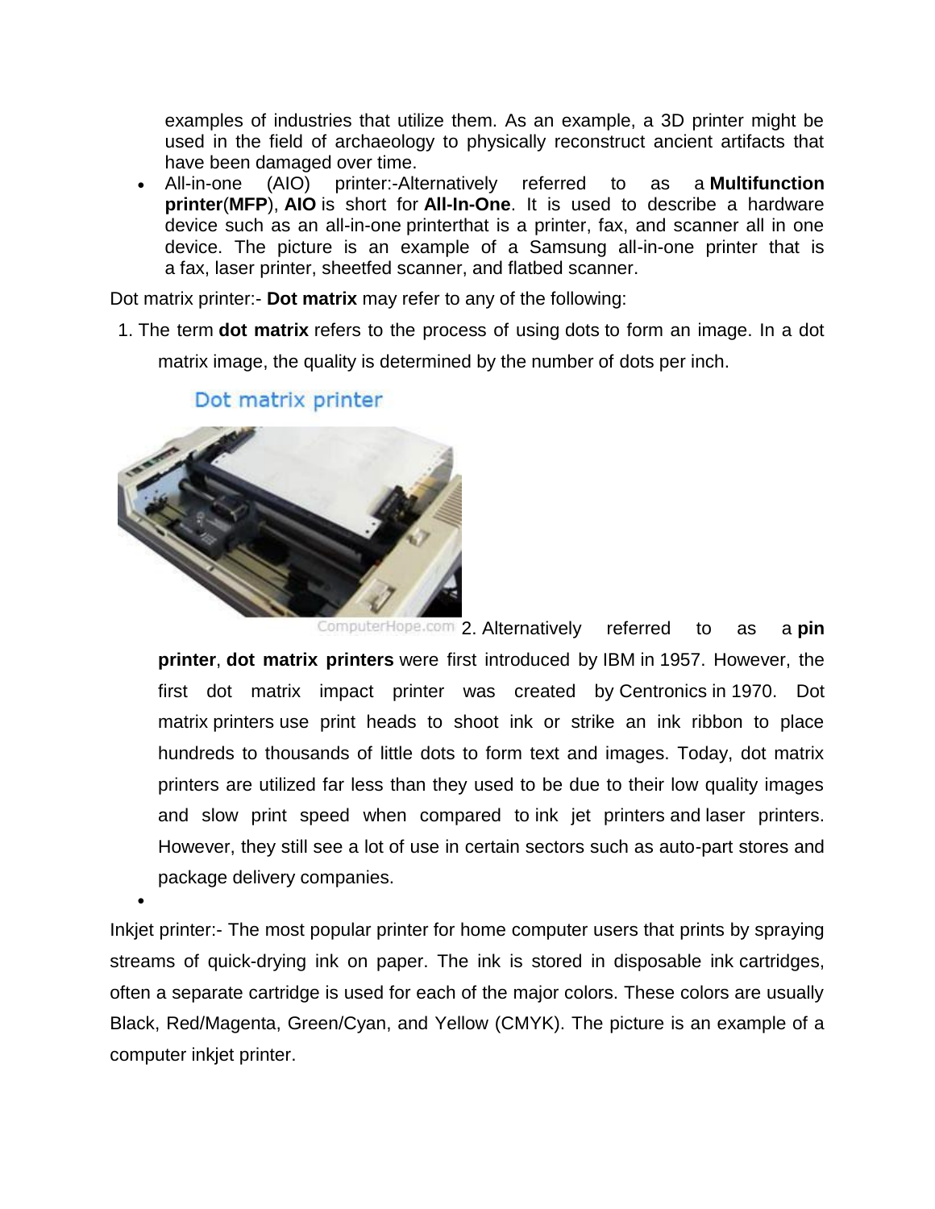examples of industries that utilize them. As an example, a 3D printer might be used in the field of archaeology to physically reconstruct ancient artifacts that have been damaged over time.

- All-in-one (AIO) printer:-Alternatively referred to as a **Multifunction printer**(**MFP**), **AIO** is short for **All-In-One**. It is used to describe a hardware device such as an all-in-one printerthat is a printer, fax, and scanner all in one device. The picture is an example of a Samsung all-in-one printer that is a fax, laser printer, sheetfed scanner, and flatbed scanner.

Dot matrix printer:- **Dot matrix** may refer to any of the following:

1. The term **dot matrix** refers to the process of using dots to form an image. In a dot matrix image, the quality is determined by the number of dots per inch.

Dot matrix printer

ComputerHope.com

2. Alternatively referred to as a **pin printer**, **dot matrix printers** were first introduced by IBM in 1957. However, the first dot matrix impact printer was created by Centronics in 1970. Dot matrix printers use print heads to shoot ink or strike an ink ribbon to place hundreds to thousands of little dots to form text and images. Today, dot matrix printers are utilized far less than they used to be due to their low quality images and slow print speed when compared to ink jet printers and laser printers. However, they still see a lot of use in certain sectors such as auto-part stores and package delivery companies.

Inkjet printer:- The most popular printer for home computer users that prints by spraying streams of quick-drying ink on paper. The ink is stored in disposable ink cartridges, often a separate cartridge is used for each of the major colors. These colors are usually Black, Red/Magenta, Green/Cyan, and Yellow (CMYK). The picture is an example of a computer inkjet printer.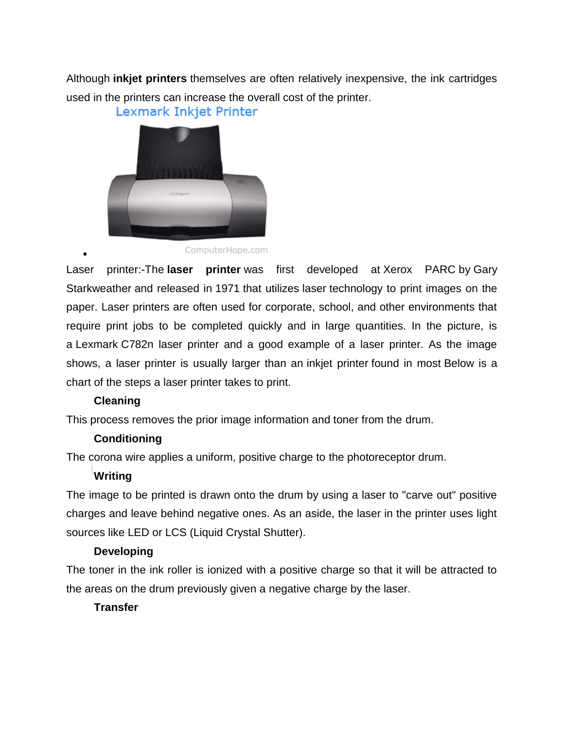Although **inkjet printers** themselves are often relatively inexpensive, the ink cartridges used in the printers can increase the overall cost of the printer.

Lexmark Inkjet Printer

ComputerHope.com

- 

Laser printer:-The **laser printer** was first developed at Xerox PARC by Gary Starkweather and released in 1971 that utilizes laser technology to print images on the paper. Laser printers are often used for corporate, school, and other environments that require print jobs to be completed quickly and in large quantities. In the picture, is a Lexmark C782n laser printer and a good example of a laser printer. As the image shows, a laser printer is usually larger than an inkjet printer found in most Below is a chart of the steps a laser printer takes to print.

**Cleaning**

This process removes the prior image information and toner from the drum.

**Conditioning**

The corona wire applies a uniform, positive charge to the photoreceptor drum.

**Writing**

The image to be printed is drawn onto the drum by using a laser to "carve out" positive charges and leave behind negative ones. As an aside, the laser in the printer uses light sources like LED or LCS (Liquid Crystal Shutter).

**Developing**

The toner in the ink roller is ionized with a positive charge so that it will be attracted to the areas on the drum previously given a negative charge by the laser.

**Transfer**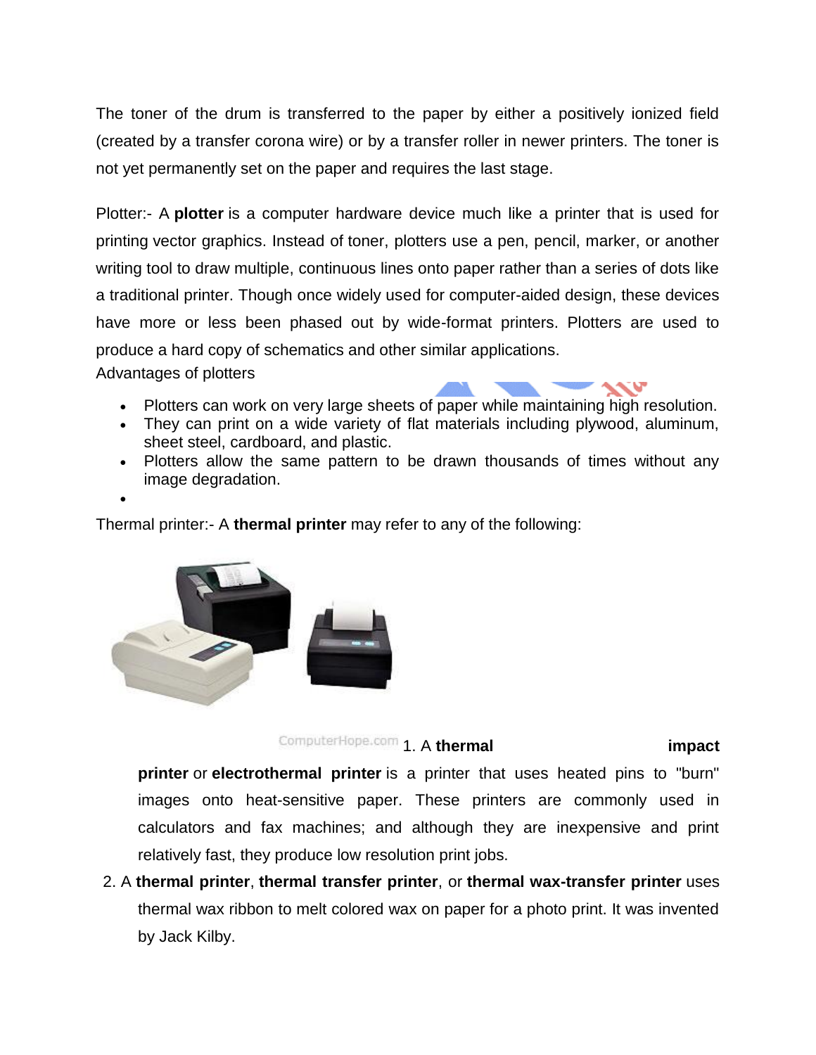The toner of the drum is transferred to the paper by either a positively ionized field (created by a transfer corona wire) or by a transfer roller in newer printers. The toner is not yet permanently set on the paper and requires the last stage.

Plotter:- A **plotter** is a computer hardware device much like a printer that is used for printing vector graphics. Instead of toner, plotters use a pen, pencil, marker, or another writing tool to draw multiple, continuous lines onto paper rather than a series of dots like a traditional printer. Though once widely used for computer-aided design, these devices have more or less been phased out by wide-format printers. Plotters are used to produce a hard copy of schematics and other similar applications.

Advantages of plotters

- Plotters can work on very large sheets of paper while maintaining high resolution.
- They can print on a wide variety of flat materials including plywood, aluminum, sheet steel, cardboard, and plastic.
- Plotters allow the same pattern to be drawn thousands of times without any image degradation.

Thermal printer:- A **thermal printer** may refer to any of the following:

ComputerHope.com

1. A **thermal impact printer** or **electrothermal printer** is a printer that uses heated pins to "burn" images onto heat-sensitive paper. These printers are commonly used in calculators and fax machines; and although they are inexpensive and print relatively fast, they produce low resolution print jobs.
2. A **thermal printer**, **thermal transfer printer**, or **thermal wax-transfer printer** uses thermal wax ribbon to melt colored wax on paper for a photo print. It was invented by Jack Kilby.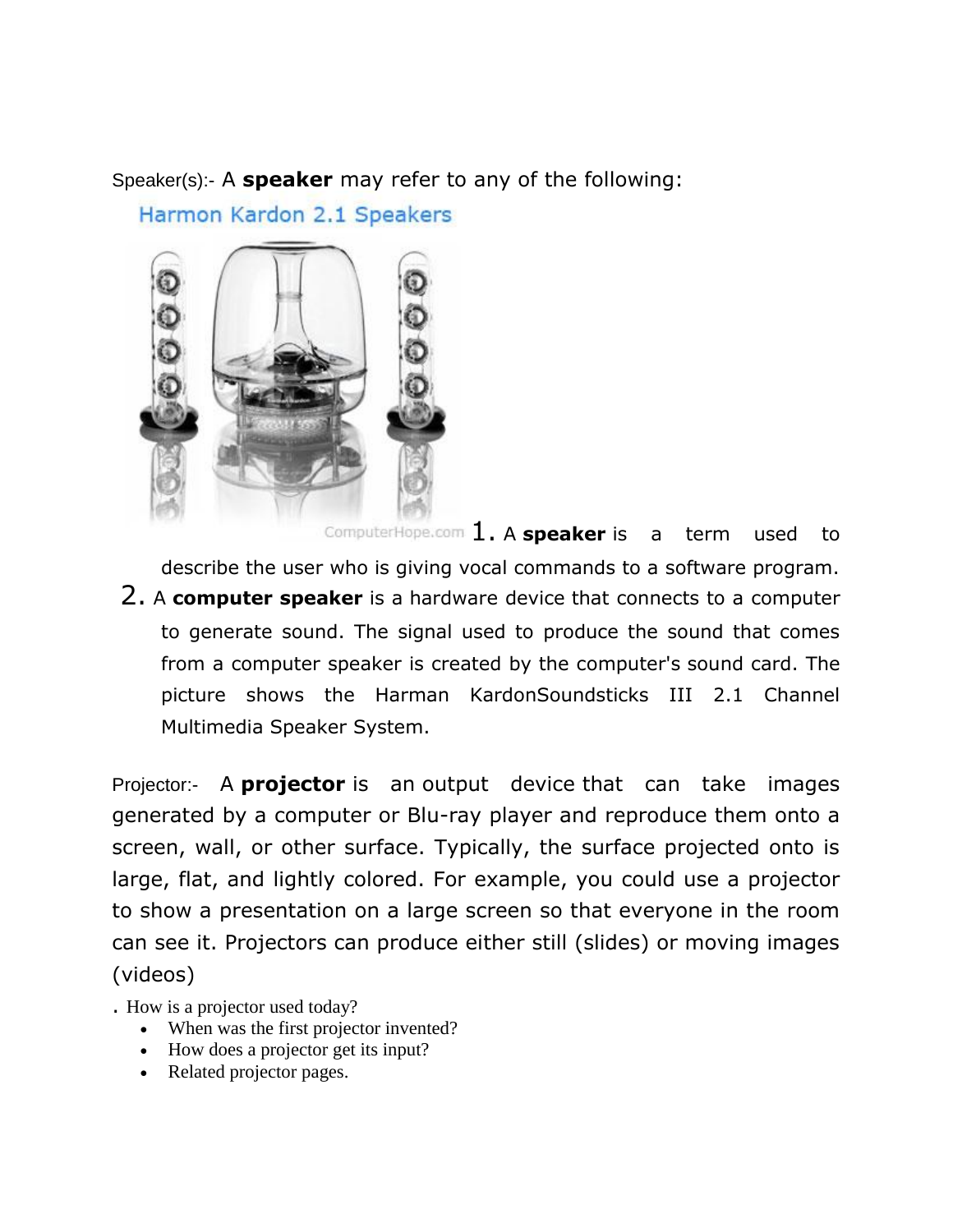Speaker(s):- A **speaker** may refer to any of the following:

Harmon Kardon 2.1 Speakers

ComputerHope.com

1. A **speaker** is a term used to describe the user who is giving vocal commands to a software program.
2. A **computer speaker** is a hardware device that connects to a computer to generate sound. The signal used to produce the sound that comes from a computer speaker is created by the computer's sound card. The picture shows the Harman KardonSoundsticks III 2.1 Channel Multimedia Speaker System.

Projector:- A **projector** is an output device that can take images generated by a computer or Blu-ray player and reproduce them onto a screen, wall, or other surface. Typically, the surface projected onto is large, flat, and lightly colored. For example, you could use a projector to show a presentation on a large screen so that everyone in the room can see it. Projectors can produce either still (slides) or moving images (videos)

. How is a projector used today?

- When was the first projector invented?
- How does a projector get its input?
- Related projector pages.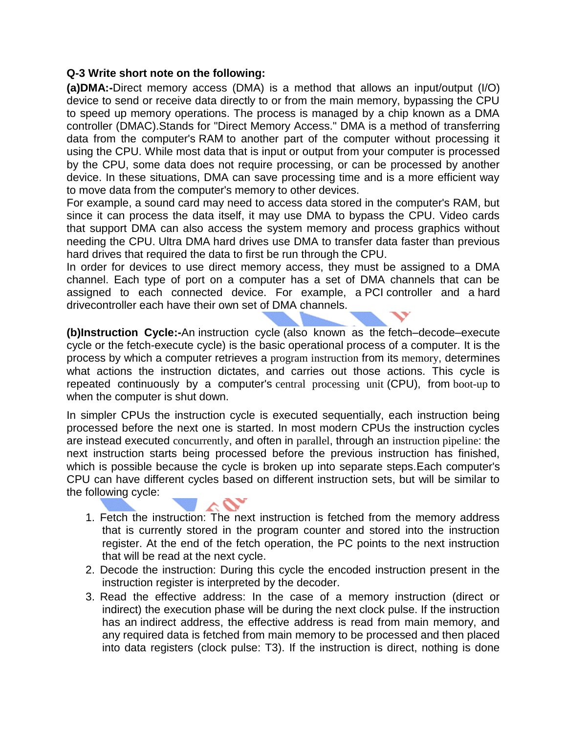**Q-3 Write short note on the following:**

**(a)DMA:-**Direct memory access (DMA) is a method that allows an input/output (I/O) device to send or receive data directly to or from the main memory, bypassing the CPU to speed up memory operations. The process is managed by a chip known as a DMA controller (DMAC).Stands for "Direct Memory Access." DMA is a method of transferring data from the computer's RAM to another part of the computer without processing it using the CPU. While most data that is input or output from your computer is processed by the CPU, some data does not require processing, or can be processed by another device. In these situations, DMA can save processing time and is a more efficient way to move data from the computer's memory to other devices.

For example, a sound card may need to access data stored in the computer's RAM, but since it can process the data itself, it may use DMA to bypass the CPU. Video cards that support DMA can also access the system memory and process graphics without needing the CPU. Ultra DMA hard drives use DMA to transfer data faster than previous hard drives that required the data to first be run through the CPU.

In order for devices to use direct memory access, they must be assigned to a DMA channel. Each type of port on a computer has a set of DMA channels that can be assigned to each connected device. For example, a PCI controller and a hard drivecontroller each have their own set of DMA channels.

**(b)Instruction Cycle:-**An instruction cycle (also known as the fetch–decode–execute cycle or the fetch-execute cycle) is the basic operational process of a computer. It is the process by which a computer retrieves a program instruction from its memory, determines what actions the instruction dictates, and carries out those actions. This cycle is repeated continuously by a computer's central processing unit (CPU), from boot-up to when the computer is shut down.

In simpler CPUs the instruction cycle is executed sequentially, each instruction being processed before the next one is started. In most modern CPUs the instruction cycles are instead executed concurrently, and often in parallel, through an instruction pipeline: the next instruction starts being processed before the previous instruction has finished, which is possible because the cycle is broken up into separate steps.Each computer's CPU can have different cycles based on different instruction sets, but will be similar to the following cycle:

1. Fetch the instruction: The next instruction is fetched from the memory address that is currently stored in the program counter and stored into the instruction register. At the end of the fetch operation, the PC points to the next instruction that will be read at the next cycle.
2. Decode the instruction: During this cycle the encoded instruction present in the instruction register is interpreted by the decoder.
3. Read the effective address: In the case of a memory instruction (direct or indirect) the execution phase will be during the next clock pulse. If the instruction has an indirect address, the effective address is read from main memory, and any required data is fetched from main memory to be processed and then placed into data registers (clock pulse: T3). If the instruction is direct, nothing is done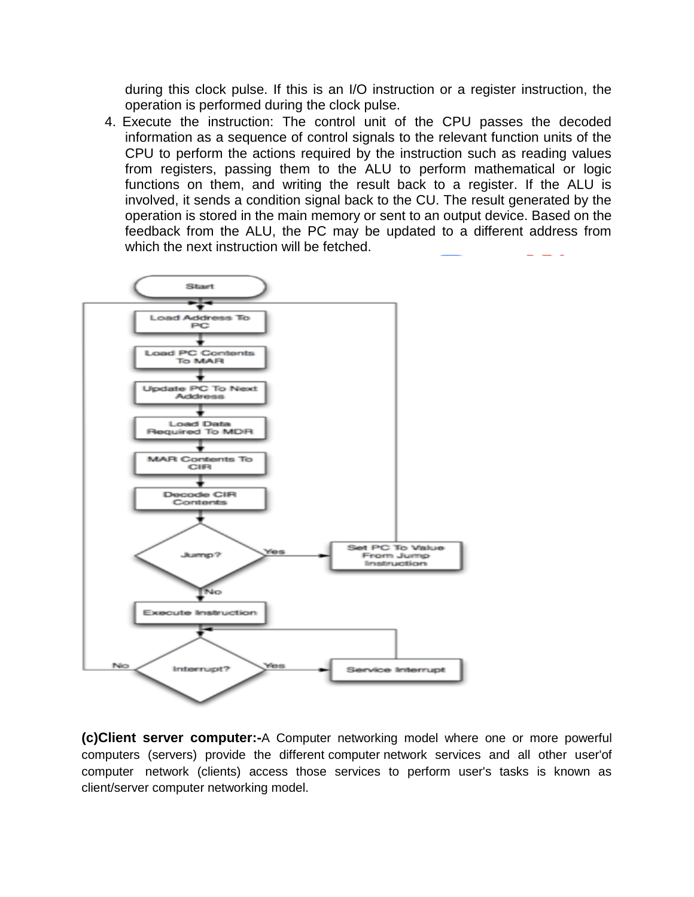during this clock pulse. If this is an I/O instruction or a register instruction, the operation is performed during the clock pulse.

4. Execute the instruction: The control unit of the CPU passes the decoded information as a sequence of control signals to the relevant function units of the CPU to perform the actions required by the instruction such as reading values from registers, passing them to the ALU to perform mathematical or logic functions on them, and writing the result back to a register. If the ALU is involved, it sends a condition signal back to the CU. The result generated by the operation is stored in the main memory or sent to an output device. Based on the feedback from the ALU, the PC may be updated to a different address from which the next instruction will be fetched.

Start

Load Address To PC

Load PC Contents To MAR

Update PC To Next Address

Load Data Required To MDR

MAR Contents To CIR

Decode CIR Contents

Jump?

Yes

Set PC To Value From Jump Instruction

No

Execute Instruction

Interrupt?

No

Yes

Service Interrupt

**(c)Client server computer:-**A Computer networking model where one or more powerful computers (servers) provide the different computer network services and all other user'of computer network (clients) access those services to perform user's tasks is known as client/server computer networking model.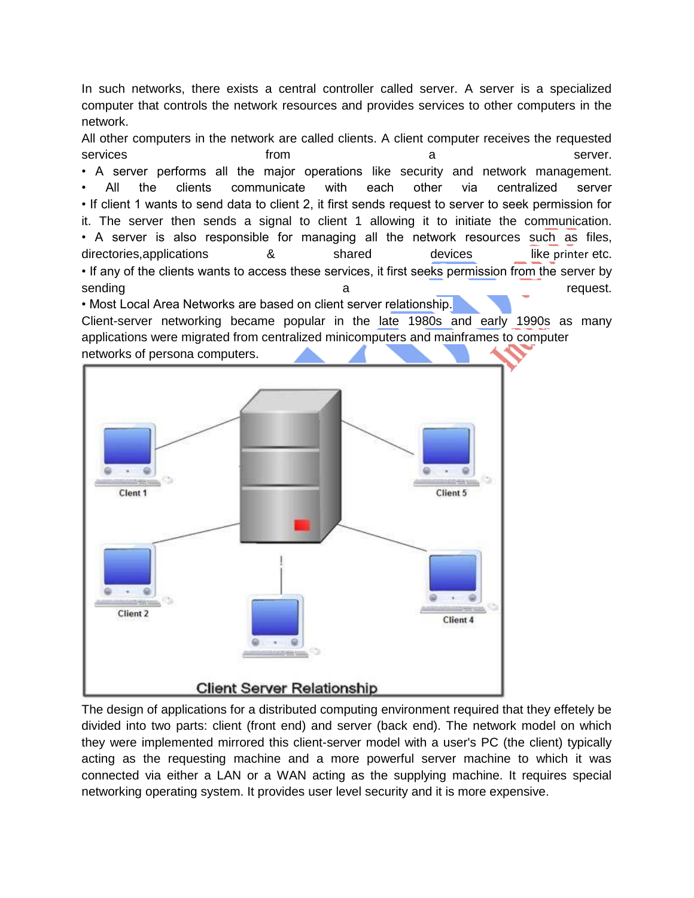In such networks, there exists a central controller called server. A server is a specialized computer that controls the network resources and provides services to other computers in the network.

All other computers in the network are called clients. A client computer receives the requested services from a server.

- A server performs all the major operations like security and network management.
- All the clients communicate with each other via centralized server
- If client 1 wants to send data to client 2, it first sends request to server to seek permission for it. The server then sends a signal to client 1 allowing it to initiate the communication.
- A server is also responsible for managing all the network resources such as files, directories,applications & shared devices like printer etc.
- If any of the clients wants to access these services, it first seeks permission from the server by sending a request.
- Most Local Area Networks are based on client server relationship.

Client-server networking became popular in the late 1980s and early 1990s as many applications were migrated from centralized minicomputers and mainframes to computer networks of persona computers.

Clent 1

Clent 5

Client 2

Client 4

Client Server Relationship

The design of applications for a distributed computing environment required that they effetely be divided into two parts: client (front end) and server (back end). The network model on which they were implemented mirrored this client-server model with a user's PC (the client) typically acting as the requesting machine and a more powerful server machine to which it was connected via either a LAN or a WAN acting as the supplying machine. It requires special networking operating system. It provides user level security and it is more expensive.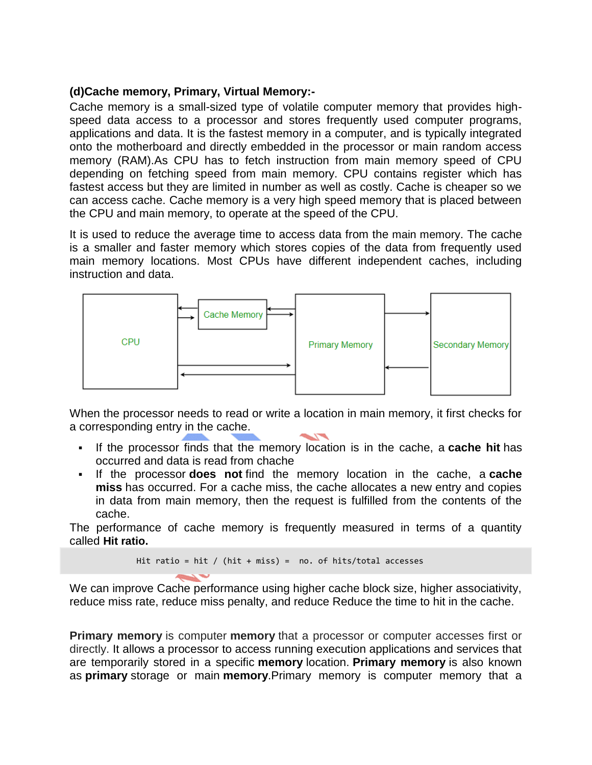**(d)Cache memory, Primary, Virtual Memory:-**

Cache memory is a small-sized type of volatile computer memory that provides high-speed data access to a processor and stores frequently used computer programs, applications and data. It is the fastest memory in a computer, and is typically integrated onto the motherboard and directly embedded in the processor or main random access memory (RAM).As CPU has to fetch instruction from main memory speed of CPU depending on fetching speed from main memory. CPU contains register which has fastest access but they are limited in number as well as costly. Cache is cheaper so we can access cache. Cache memory is a very high speed memory that is placed between the CPU and main memory, to operate at the speed of the CPU.

It is used to reduce the average time to access data from the main memory. The cache is a smaller and faster memory which stores copies of the data from frequently used main memory locations. Most CPUs have different independent caches, including instruction and data.

CPU

Cache Memory

Primary Memory

Secondary Memory

When the processor needs to read or write a location in main memory, it first checks for a corresponding entry in the cache.

- If the processor finds that the memory location is in the cache, a **cache hit** has occurred and data is read from chache
- If the processor **does not** find the memory location in the cache, a **cache miss** has occurred. For a cache miss, the cache allocates a new entry and copies in data from main memory, then the request is fulfilled from the contents of the cache.

The performance of cache memory is frequently measured in terms of a quantity called **Hit ratio.**

```
Hit ratio = hit / (hit + miss) =  no. of hits/total accesses
```

We can improve Cache performance using higher cache block size, higher associativity, reduce miss rate, reduce miss penalty, and reduce Reduce the time to hit in the cache.

**Primary memory** is computer **memory** that a processor or computer accesses first or directly. It allows a processor to access running execution applications and services that are temporarily stored in a specific **memory** location. **Primary memory** is also known as **primary** storage or main **memory**.Primary memory is computer memory that a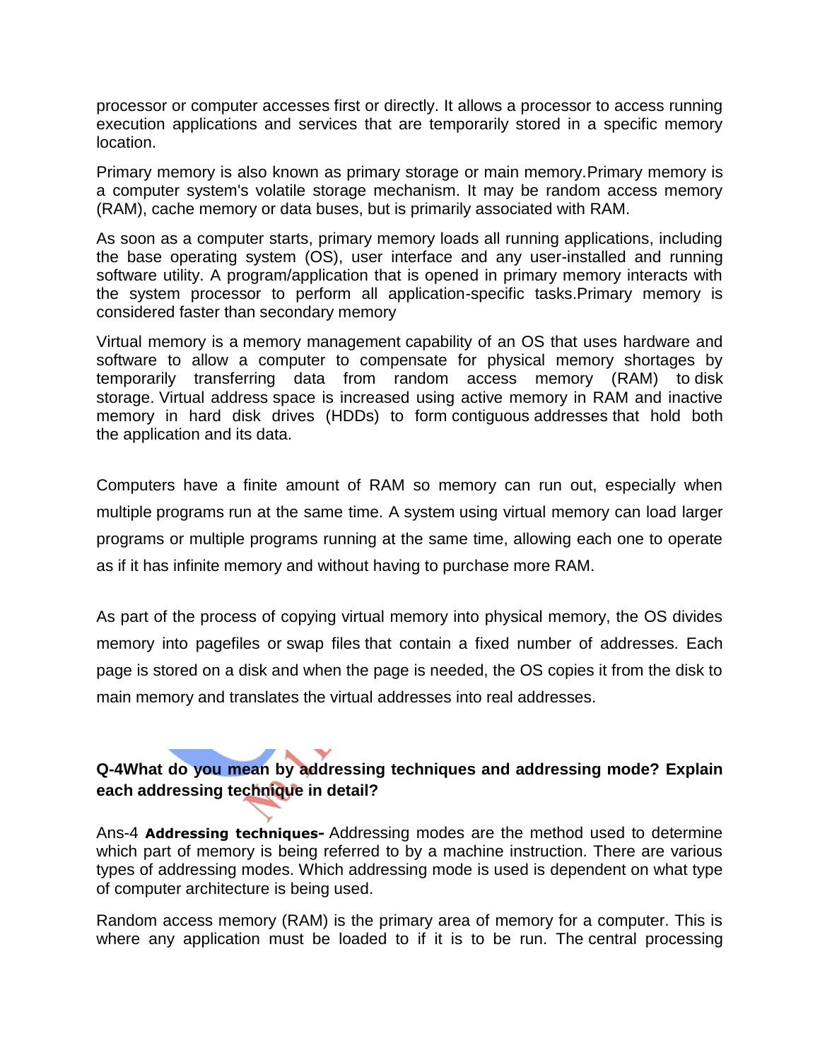processor or computer accesses first or directly. It allows a processor to access running execution applications and services that are temporarily stored in a specific memory location.

Primary memory is also known as primary storage or main memory.Primary memory is a computer system's volatile storage mechanism. It may be random access memory (RAM), cache memory or data buses, but is primarily associated with RAM.

As soon as a computer starts, primary memory loads all running applications, including the base operating system (OS), user interface and any user-installed and running software utility. A program/application that is opened in primary memory interacts with the system processor to perform all application-specific tasks.Primary memory is considered faster than secondary memory

Virtual memory is a memory management capability of an OS that uses hardware and software to allow a computer to compensate for physical memory shortages by temporarily transferring data from random access memory (RAM) to disk storage. Virtual address space is increased using active memory in RAM and inactive memory in hard disk drives (HDDs) to form contiguous addresses that hold both the application and its data.

Computers have a finite amount of RAM so memory can run out, especially when multiple programs run at the same time. A system using virtual memory can load larger programs or multiple programs running at the same time, allowing each one to operate as if it has infinite memory and without having to purchase more RAM.

As part of the process of copying virtual memory into physical memory, the OS divides memory into pagefiles or swap files that contain a fixed number of addresses. Each page is stored on a disk and when the page is needed, the OS copies it from the disk to main memory and translates the virtual addresses into real addresses.

**Q-4What do you mean by addressing techniques and addressing mode? Explain each addressing technique in detail?**

Ans-4 **Addressing techniques-** Addressing modes are the method used to determine which part of memory is being referred to by a machine instruction. There are various types of addressing modes. Which addressing mode is used is dependent on what type of computer architecture is being used.

Random access memory (RAM) is the primary area of memory for a computer. This is where any application must be loaded to if it is to be run. The central processing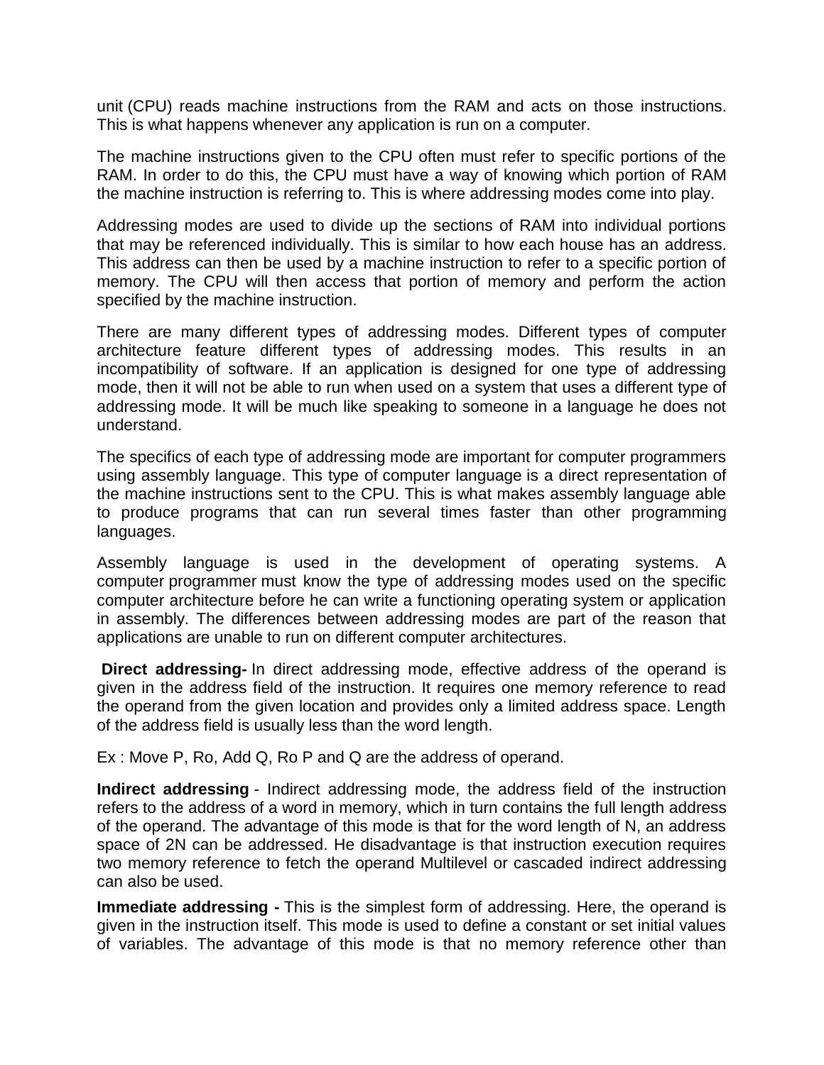unit (CPU) reads machine instructions from the RAM and acts on those instructions. This is what happens whenever any application is run on a computer.

The machine instructions given to the CPU often must refer to specific portions of the RAM. In order to do this, the CPU must have a way of knowing which portion of RAM the machine instruction is referring to. This is where addressing modes come into play.

Addressing modes are used to divide up the sections of RAM into individual portions that may be referenced individually. This is similar to how each house has an address. This address can then be used by a machine instruction to refer to a specific portion of memory. The CPU will then access that portion of memory and perform the action specified by the machine instruction.

There are many different types of addressing modes. Different types of computer architecture feature different types of addressing modes. This results in an incompatibility of software. If an application is designed for one type of addressing mode, then it will not be able to run when used on a system that uses a different type of addressing mode. It will be much like speaking to someone in a language he does not understand.

The specifics of each type of addressing mode are important for computer programmers using assembly language. This type of computer language is a direct representation of the machine instructions sent to the CPU. This is what makes assembly language able to produce programs that can run several times faster than other programming languages.

Assembly language is used in the development of operating systems. A computer programmer must know the type of addressing modes used on the specific computer architecture before he can write a functioning operating system or application in assembly. The differences between addressing modes are part of the reason that applications are unable to run on different computer architectures.

**Direct addressing-** In direct addressing mode, effective address of the operand is given in the address field of the instruction. It requires one memory reference to read the operand from the given location and provides only a limited address space. Length of the address field is usually less than the word length.

Ex : Move P, Ro, Add Q, Ro P and Q are the address of operand.

**Indirect addressing** - Indirect addressing mode, the address field of the instruction refers to the address of a word in memory, which in turn contains the full length address of the operand. The advantage of this mode is that for the word length of N, an address space of 2N can be addressed. He disadvantage is that instruction execution requires two memory reference to fetch the operand Multilevel or cascaded indirect addressing can also be used.

**Immediate addressing -** This is the simplest form of addressing. Here, the operand is given in the instruction itself. This mode is used to define a constant or set initial values of variables. The advantage of this mode is that no memory reference other than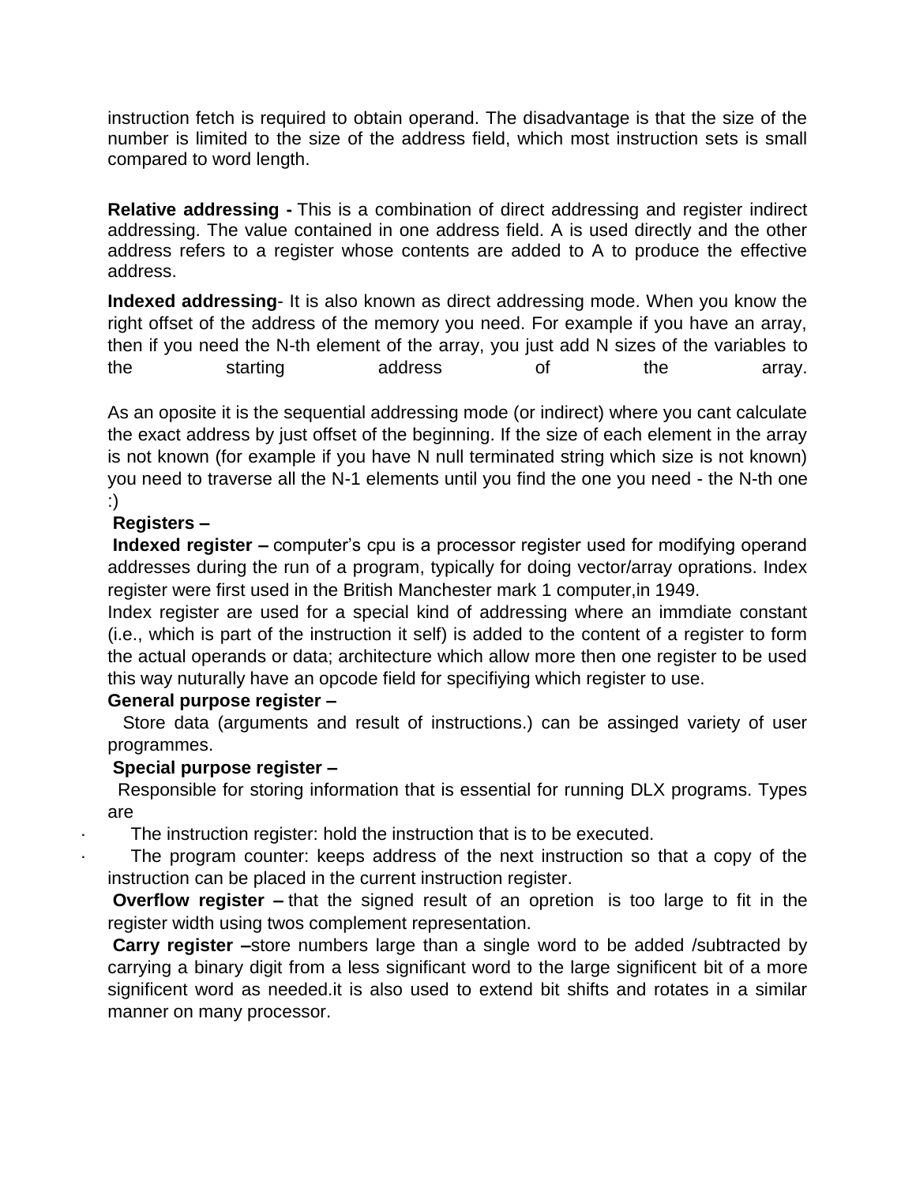instruction fetch is required to obtain operand. The disadvantage is that the size of the number is limited to the size of the address field, which most instruction sets is small compared to word length.

**Relative addressing -** This is a combination of direct addressing and register indirect addressing. The value contained in one address field. A is used directly and the other address refers to a register whose contents are added to A to produce the effective address.

**Indexed addressing**- It is also known as direct addressing mode. When you know the right offset of the address of the memory you need. For example if you have an array, then if you need the N-th element of the array, you just add N sizes of the variables to the starting address of the array.

As an oposite it is the sequential addressing mode (or indirect) where you cant calculate the exact address by just offset of the beginning. If the size of each element in the array is not known (for example if you have N null terminated string which size is not known) you need to traverse all the N-1 elements until you find the one you need - the N-th one :)

**Registers –**

**Indexed register –** computer's cpu is a processor register used for modifying operand addresses during the run of a program, typically for doing vector/array oprations. Index register were first used in the British Manchester mark 1 computer,in 1949.

Index register are used for a special kind of addressing where an immdiate constant (i.e., which is part of the instruction it self) is added to the content of a register to form the actual operands or data; architecture which allow more then one register to be used this way nuturally have an opcode field for specifiying which register to use.

**General purpose register –**

Store data (arguments and result of instructions.) can be assinged variety of user programmes.

**Special purpose register –**

Responsible for storing information that is essential for running DLX programs. Types are

- The instruction register: hold the instruction that is to be executed.
- The program counter: keeps address of the next instruction so that a copy of the instruction can be placed in the current instruction register.

**Overflow register –** that the signed result of an opretion is too large to fit in the register width using twos complement representation.

**Carry register –**store numbers large than a single word to be added /subtracted by carrying a binary digit from a less significant word to the large significent bit of a more significent word as needed.it is also used to extend bit shifts and rotates in a similar manner on many processor.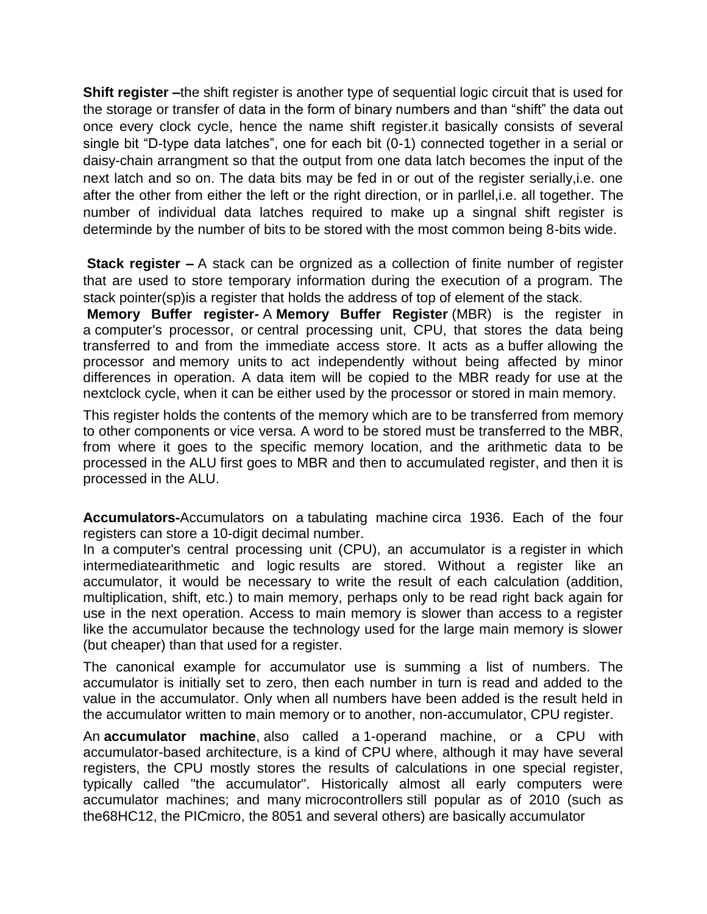**Shift register –**the shift register is another type of sequential logic circuit that is used for the storage or transfer of data in the form of binary numbers and than "shift" the data out once every clock cycle, hence the name shift register.it basically consists of several single bit "D-type data latches", one for each bit (0-1) connected together in a serial or daisy-chain arrangment so that the output from one data latch becomes the input of the next latch and so on. The data bits may be fed in or out of the register serially,i.e. one after the other from either the left or the right direction, or in parllel,i.e. all together. The number of individual data latches required to make up a singnal shift register is determinde by the number of bits to be stored with the most common being 8-bits wide.

**Stack register –** A stack can be orgnized as a collection of finite number of register that are used to store temporary information during the execution of a program. The stack pointer(sp)is a register that holds the address of top of element of the stack.

**Memory Buffer register-** A **Memory Buffer Register** (MBR) is the register in a computer's processor, or central processing unit, CPU, that stores the data being transferred to and from the immediate access store. It acts as a buffer allowing the processor and memory units to act independently without being affected by minor differences in operation. A data item will be copied to the MBR ready for use at the nextclock cycle, when it can be either used by the processor or stored in main memory.

This register holds the contents of the memory which are to be transferred from memory to other components or vice versa. A word to be stored must be transferred to the MBR, from where it goes to the specific memory location, and the arithmetic data to be processed in the ALU first goes to MBR and then to accumulated register, and then it is processed in the ALU.

**Accumulators-**Accumulators on a tabulating machine circa 1936. Each of the four registers can store a 10-digit decimal number.

In a computer's central processing unit (CPU), an accumulator is a register in which intermediatearithmetic and logic results are stored. Without a register like an accumulator, it would be necessary to write the result of each calculation (addition, multiplication, shift, etc.) to main memory, perhaps only to be read right back again for use in the next operation. Access to main memory is slower than access to a register like the accumulator because the technology used for the large main memory is slower (but cheaper) than that used for a register.

The canonical example for accumulator use is summing a list of numbers. The accumulator is initially set to zero, then each number in turn is read and added to the value in the accumulator. Only when all numbers have been added is the result held in the accumulator written to main memory or to another, non-accumulator, CPU register.

An **accumulator machine**, also called a 1-operand machine, or a CPU with accumulator-based architecture, is a kind of CPU where, although it may have several registers, the CPU mostly stores the results of calculations in one special register, typically called "the accumulator". Historically almost all early computers were accumulator machines; and many microcontrollers still popular as of 2010 (such as the68HC12, the PICmicro, the 8051 and several others) are basically accumulator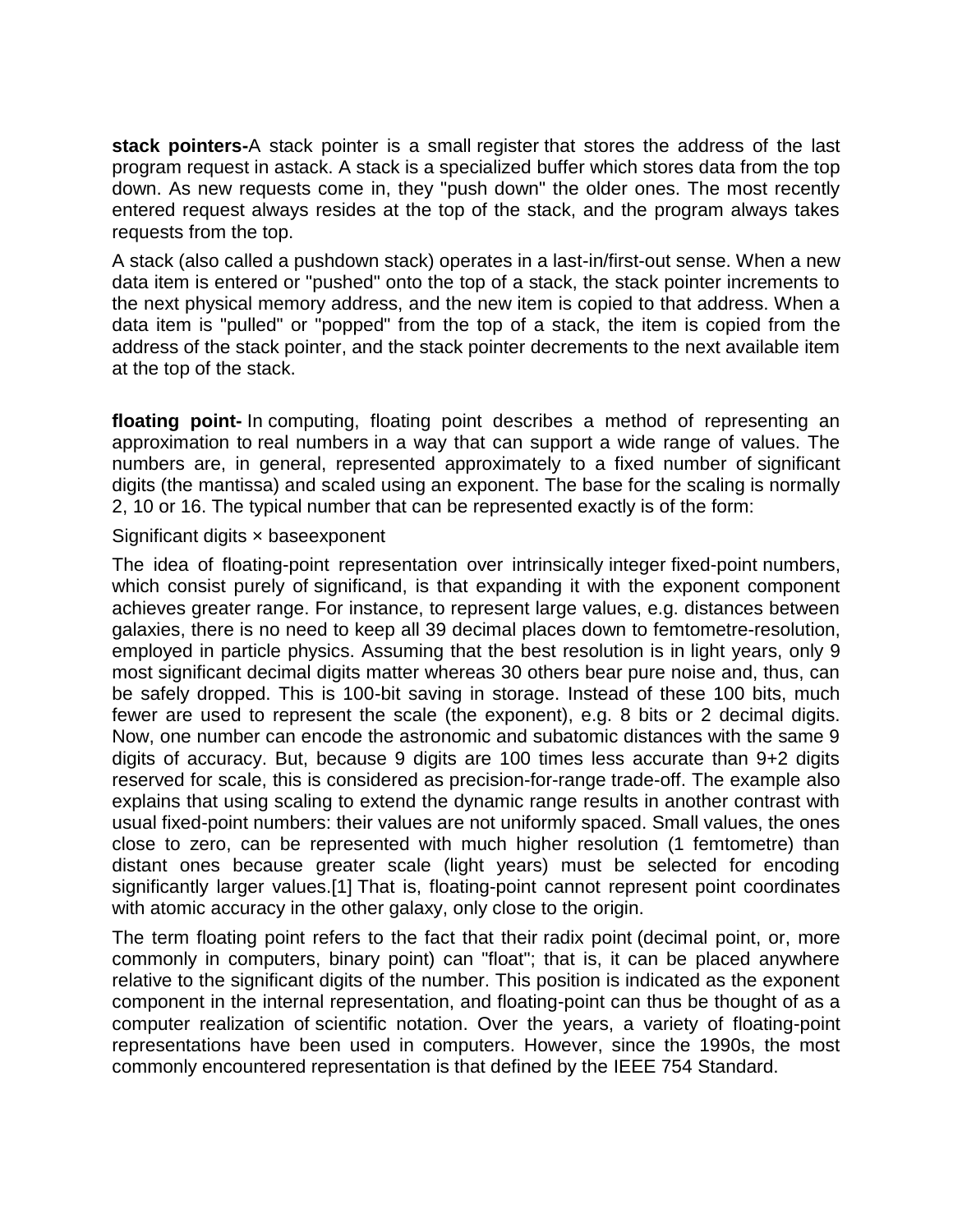**stack pointers-**A stack pointer is a small register that stores the address of the last program request in astack. A stack is a specialized buffer which stores data from the top down. As new requests come in, they "push down" the older ones. The most recently entered request always resides at the top of the stack, and the program always takes requests from the top.

A stack (also called a pushdown stack) operates in a last-in/first-out sense. When a new data item is entered or "pushed" onto the top of a stack, the stack pointer increments to the next physical memory address, and the new item is copied to that address. When a data item is "pulled" or "popped" from the top of a stack, the item is copied from the address of the stack pointer, and the stack pointer decrements to the next available item at the top of the stack.

**floating point-** In computing, floating point describes a method of representing an approximation to real numbers in a way that can support a wide range of values. The numbers are, in general, represented approximately to a fixed number of significant digits (the mantissa) and scaled using an exponent. The base for the scaling is normally 2, 10 or 16. The typical number that can be represented exactly is of the form:

Significant digits × baseexponent

The idea of floating-point representation over intrinsically integer fixed-point numbers, which consist purely of significand, is that expanding it with the exponent component achieves greater range. For instance, to represent large values, e.g. distances between galaxies, there is no need to keep all 39 decimal places down to femtometre-resolution, employed in particle physics. Assuming that the best resolution is in light years, only 9 most significant decimal digits matter whereas 30 others bear pure noise and, thus, can be safely dropped. This is 100-bit saving in storage. Instead of these 100 bits, much fewer are used to represent the scale (the exponent), e.g. 8 bits or 2 decimal digits. Now, one number can encode the astronomic and subatomic distances with the same 9 digits of accuracy. But, because 9 digits are 100 times less accurate than 9+2 digits reserved for scale, this is considered as precision-for-range trade-off. The example also explains that using scaling to extend the dynamic range results in another contrast with usual fixed-point numbers: their values are not uniformly spaced. Small values, the ones close to zero, can be represented with much higher resolution (1 femtometre) than distant ones because greater scale (light years) must be selected for encoding significantly larger values.[1] That is, floating-point cannot represent point coordinates with atomic accuracy in the other galaxy, only close to the origin.

The term floating point refers to the fact that their radix point (decimal point, or, more commonly in computers, binary point) can "float"; that is, it can be placed anywhere relative to the significant digits of the number. This position is indicated as the exponent component in the internal representation, and floating-point can thus be thought of as a computer realization of scientific notation. Over the years, a variety of floating-point representations have been used in computers. However, since the 1990s, the most commonly encountered representation is that defined by the IEEE 754 Standard.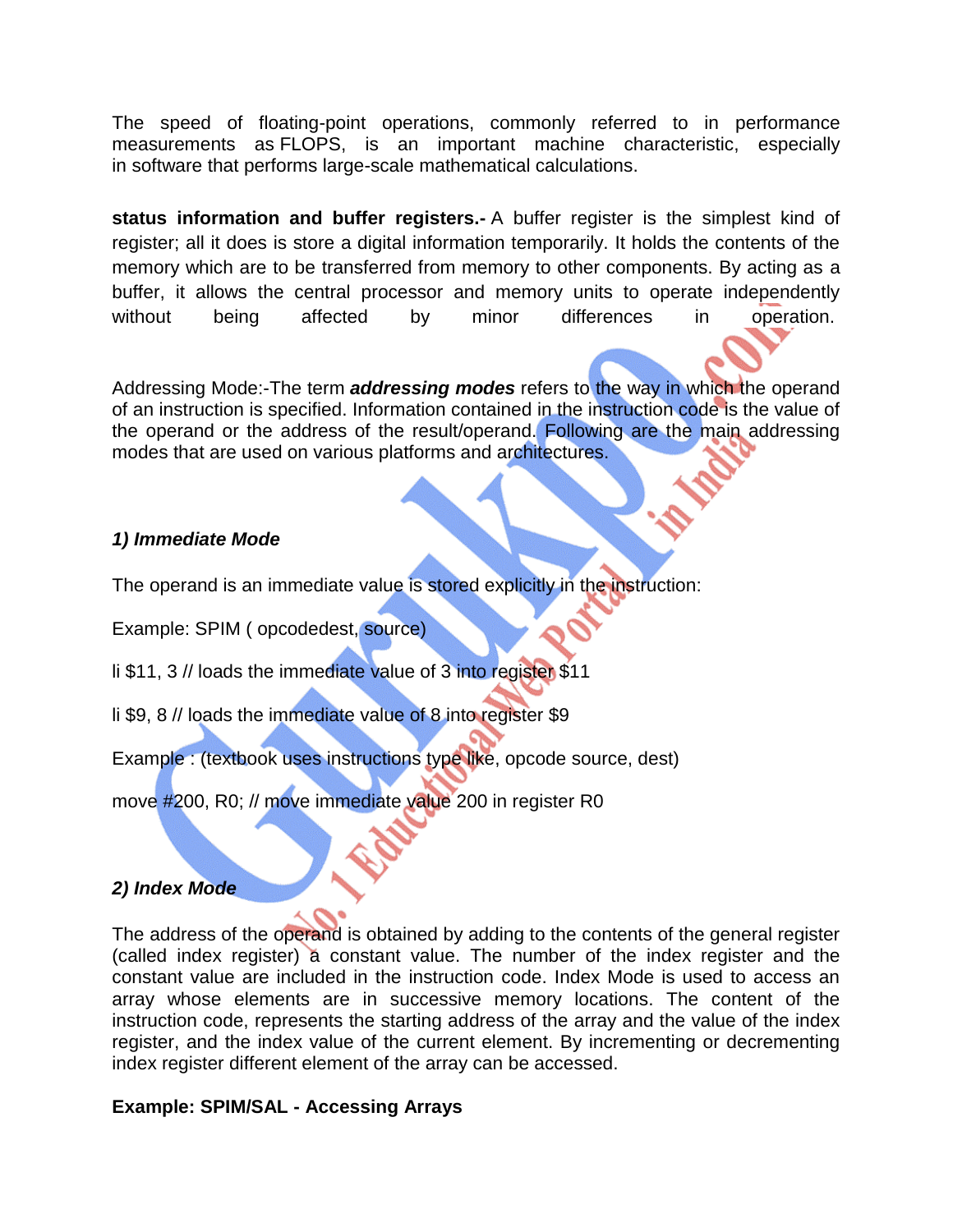The speed of floating-point operations, commonly referred to in performance measurements as FLOPS, is an important machine characteristic, especially in software that performs large-scale mathematical calculations.

**status information and buffer registers.-** A buffer register is the simplest kind of register; all it does is store a digital information temporarily. It holds the contents of the memory which are to be transferred from memory to other components. By acting as a buffer, it allows the central processor and memory units to operate independently without being affected by minor differences in operation.

Addressing Mode:-The term ***addressing modes*** refers to the way in which the operand of an instruction is specified. Information contained in the instruction code is the value of the operand or the address of the result/operand. Following are the main addressing modes that are used on various platforms and architectures.

***1) Immediate Mode***

The operand is an immediate value is stored explicitly in the instruction:

Example: SPIM ( opcodedest, source)

li $11, 3 // loads the immediate value of 3 into register $11

li $9, 8 // loads the immediate value of 8 into register $9

Example : (textbook uses instructions type like, opcode source, dest)

move #200, R0; // move immediate value 200 in register R0

***2) Index Mode***

The address of the operand is obtained by adding to the contents of the general register (called index register) a constant value. The number of the index register and the constant value are included in the instruction code. Index Mode is used to access an array whose elements are in successive memory locations. The content of the instruction code, represents the starting address of the array and the value of the index register, and the index value of the current element. By incrementing or decrementing index register different element of the array can be accessed.

**Example: SPIM/SAL - Accessing Arrays**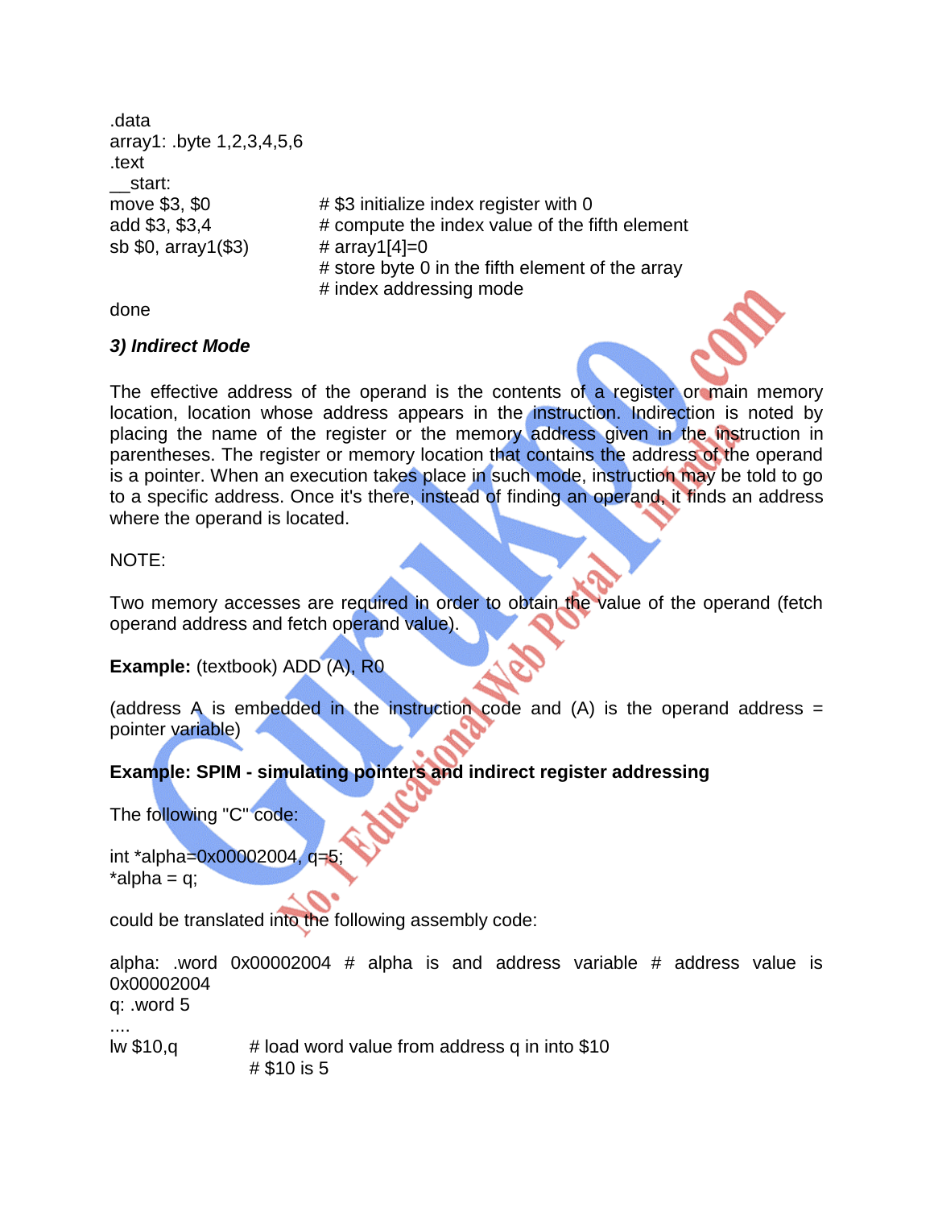```
.data
array1: .byte 1,2,3,4,5,6
.text
__start:
move $3, $0           # $3 initialize index register with 0
add $3, $3,4          # compute the index value of the fifth element
sb $0, array1($3)     # array1[4]=0
                      # store byte 0 in the fifth element of the array
                      # index addressing mode

done
```

***3) Indirect Mode***

The effective address of the operand is the contents of a register or main memory location, location whose address appears in the instruction. Indirection is noted by placing the name of the register or the memory address given in the instruction in parentheses. The register or memory location that contains the address of the operand is a pointer. When an execution takes place in such mode, instruction may be told to go to a specific address. Once it's there, instead of finding an operand, it finds an address where the operand is located.

NOTE:

Two memory accesses are required in order to obtain the value of the operand (fetch operand address and fetch operand value).

**Example:** (textbook) ADD (A), R0

(address A is embedded in the instruction code and (A) is the operand address = pointer variable)

**Example: SPIM - simulating pointers and indirect register addressing**

The following "C" code:

```
int *alpha=0x00002004, q=5;
*alpha = q;
```

could be translated into the following assembly code:

```
alpha: .word 0x00002004 # alpha is and address variable # address value is 0x00002004
q: .word 5
....
lw $10,q          # load word value from address q in into $10
                  # $10 is 5
```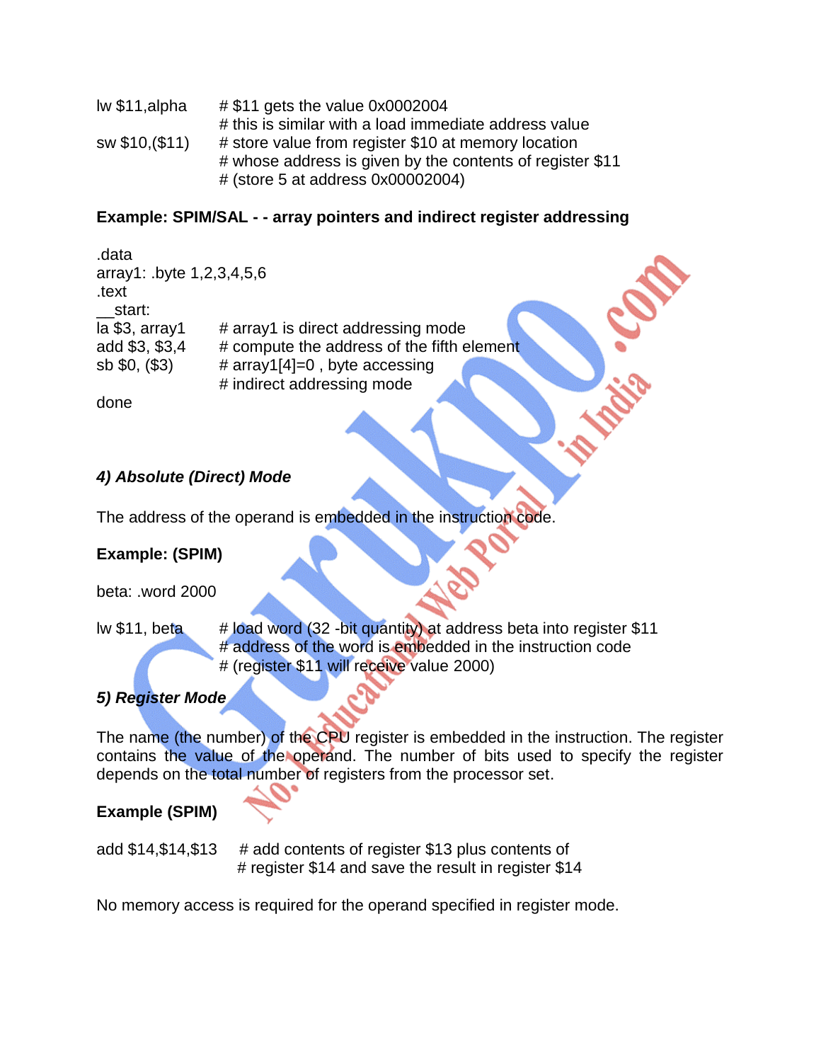```
lw $11,alpha      # $11 gets the value 0x0002004
                  # this is similar with a load immediate address value
sw $10,($11)      # store value from register $10 at memory location
                  # whose address is given by the contents of register $11
                  # (store 5 at address 0x00002004)
```

**Example: SPIM/SAL - - array pointers and indirect register addressing**

```
.data
array1: .byte 1,2,3,4,5,6
.text
__start:
la $3, array1     # array1 is direct addressing mode
add $3, $3,4      # compute the address of the fifth element
sb $0, ($3)       # array1[4]=0 , byte accessing
                  # indirect addressing mode
done
```

### *4) Absolute (Direct) Mode*

The address of the operand is embedded in the instruction code.

**Example: (SPIM)**

```
beta: .word 2000

lw $11, beta      # load word (32 -bit quantity) at address beta into register $11
                  # address of the word is embedded in the instruction code
                  # (register $11 will receive value 2000)
```

### *5) Register Mode*

The name (the number) of the CPU register is embedded in the instruction. The register contains the value of the operand. The number of bits used to specify the register depends on the total number of registers from the processor set.

**Example (SPIM)**

```
add $14,$14,$13    # add contents of register $13 plus contents of
                   # register $14 and save the result in register $14
```

No memory access is required for the operand specified in register mode.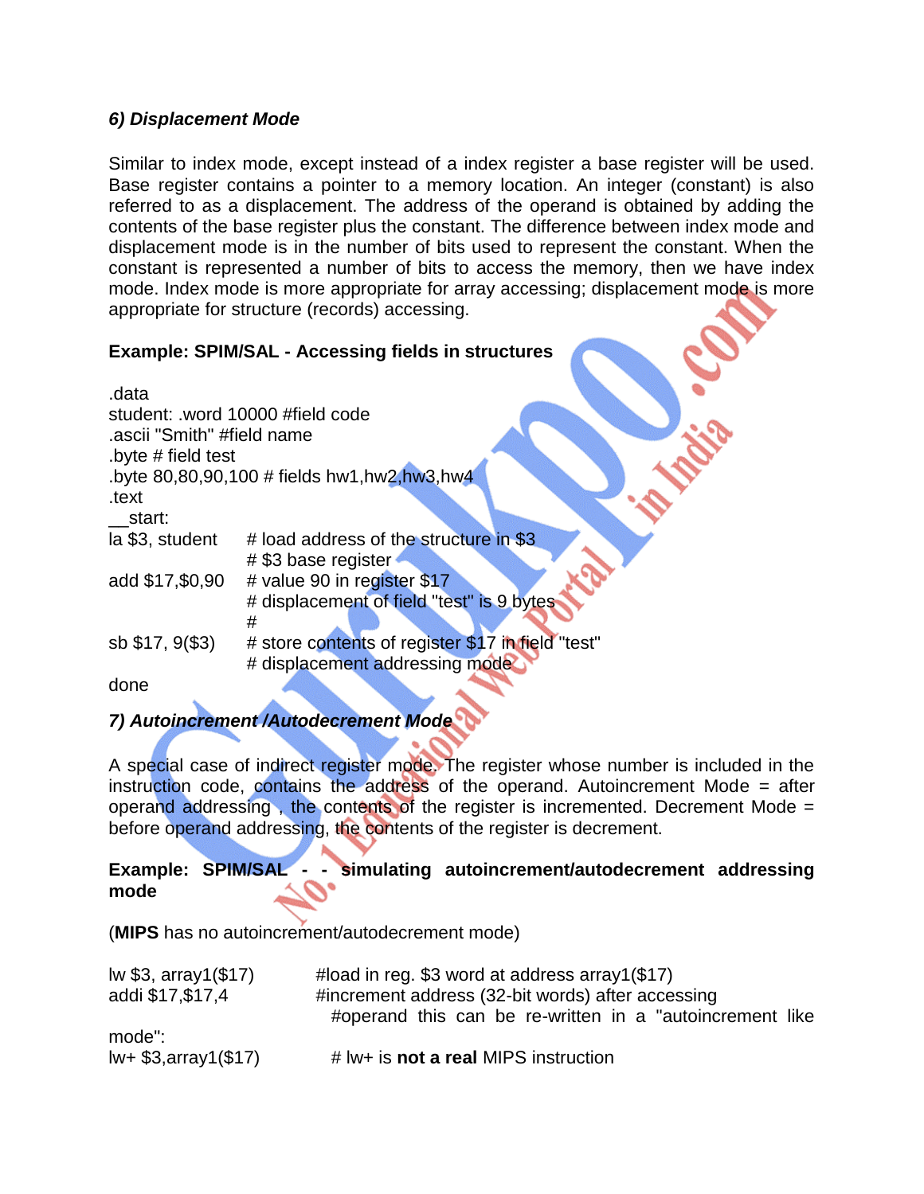### *6) Displacement Mode*

Similar to index mode, except instead of a index register a base register will be used. Base register contains a pointer to a memory location. An integer (constant) is also referred to as a displacement. The address of the operand is obtained by adding the contents of the base register plus the constant. The difference between index mode and displacement mode is in the number of bits used to represent the constant. When the constant is represented a number of bits to access the memory, then we have index mode. Index mode is more appropriate for array accessing; displacement mode is more appropriate for structure (records) accessing.

**Example: SPIM/SAL - Accessing fields in structures**

```
.data
student: .word 10000 #field code
.ascii "Smith" #field name
.byte # field test
.byte 80,80,90,100 # fields hw1,hw2,hw3,hw4
.text
__start:
la $3, student      # load address of the structure in $3
                    # $3 base register
add $17,$0,90       # value 90 in register $17
                    # displacement of field "test" is 9 bytes
                    #
sb $17, 9($3)       # store contents of register $17 in field "test"
                    # displacement addressing mode
done
```

### *7) Autoincrement /Autodecrement Mode*

A special case of indirect register mode. The register whose number is included in the instruction code, contains the address of the operand. Autoincrement Mode = after operand addressing , the contents of the register is incremented. Decrement Mode = before operand addressing, the contents of the register is decrement.

**Example: SPIM/SAL - - simulating autoincrement/autodecrement addressing mode**

(**MIPS** has no autoincrement/autodecrement mode)

```
lw $3, array1($17)      #load in reg. $3 word at address array1($17)
addi $17,$17,4          #increment address (32-bit words) after accessing
                          #operand this can be re-written in a "autoincrement like
mode":
lw+ $3,array1($17)        # lw+ is not a real MIPS instruction
```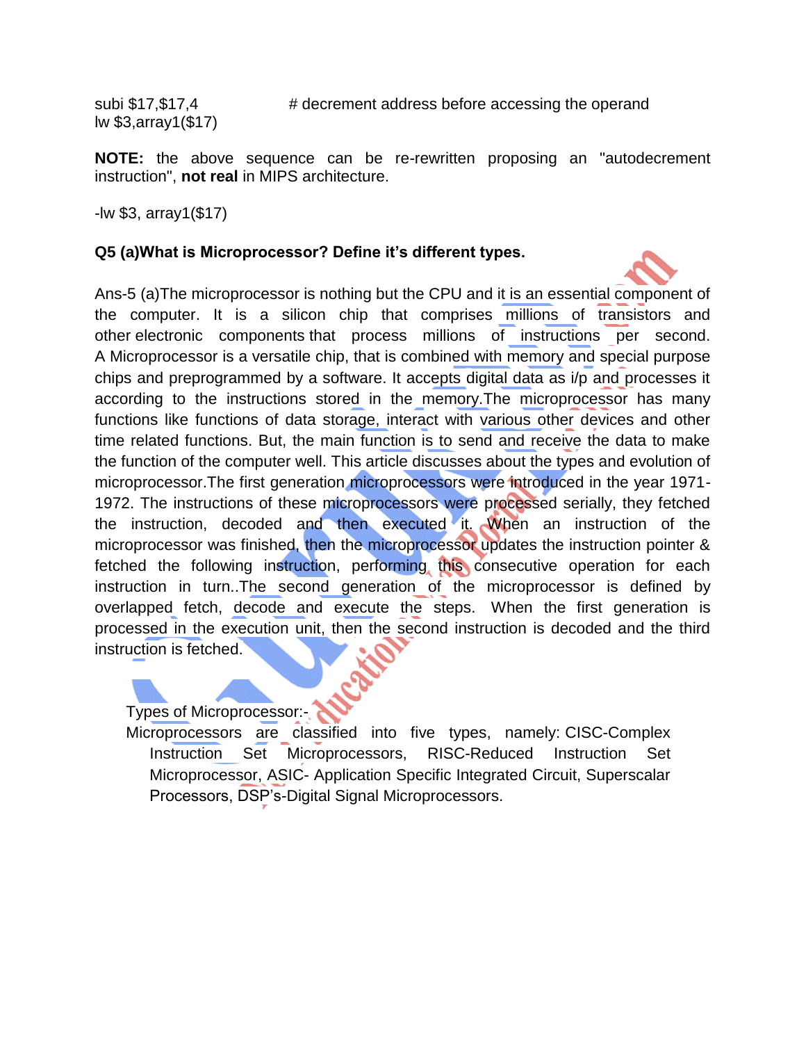```
subi $17,$17,4          # decrement address before accessing the operand
lw $3,array1($17)
```

**NOTE:** the above sequence can be re-rewritten proposing an "autodecrement instruction", **not real** in MIPS architecture.

```
-lw $3, array1($17)
```

**Q5 (a)What is Microprocessor? Define it's different types.**

Ans-5 (a)The microprocessor is nothing but the CPU and it is an essential component of the computer. It is a silicon chip that comprises millions of transistors and other electronic components that process millions of instructions per second. A Microprocessor is a versatile chip, that is combined with memory and special purpose chips and preprogrammed by a software. It accepts digital data as i/p and processes it according to the instructions stored in the memory.The microprocessor has many functions like functions of data storage, interact with various other devices and other time related functions. But, the main function is to send and receive the data to make the function of the computer well. This article discusses about the types and evolution of microprocessor.The first generation microprocessors were introduced in the year 1971-1972. The instructions of these microprocessors were processed serially, they fetched the instruction, decoded and then executed it. When an instruction of the microprocessor was finished, then the microprocessor updates the instruction pointer & fetched the following instruction, performing this consecutive operation for each instruction in turn..The second generation of the microprocessor is defined by overlapped fetch, decode and execute the steps. When the first generation is processed in the execution unit, then the second instruction is decoded and the third instruction is fetched.

Types of Microprocessor:-

Microprocessors are classified into five types, namely: CISC-Complex Instruction Set Microprocessors, RISC-Reduced Instruction Set Microprocessor, ASIC- Application Specific Integrated Circuit, Superscalar Processors, DSP's-Digital Signal Microprocessors.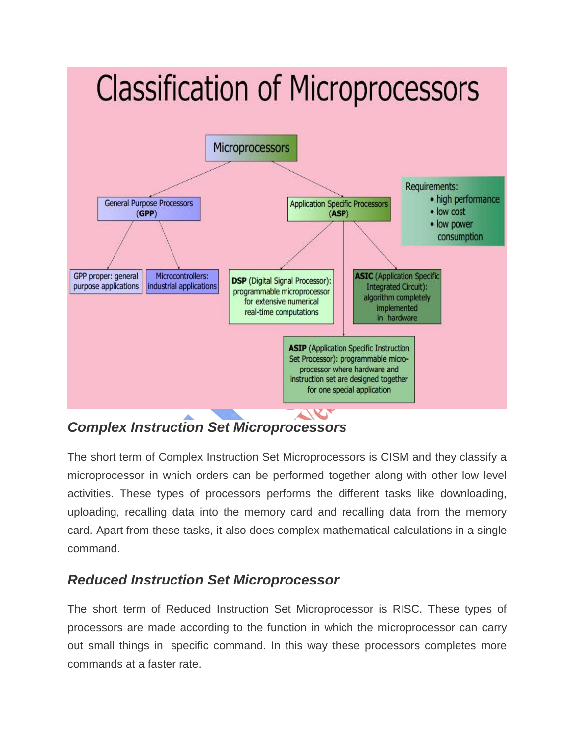Classification of Microprocessors

Microprocessors

General Purpose Processors (GPP)

Application Specific Processors (ASP)

Requirements:
- high performance
- low cost
- low power consumption

GPP proper: general purpose applications

Microcontrollers: industrial applications

**DSP** (Digital Signal Processor): programmable microprocessor for extensive numerical real-time computations

**ASIC** (Application Specific Integrated Circuit): algorithm completely implemented in hardware

**ASIP** (Application Specific Instruction Set Processor): programmable micro-processor where hardware and instruction set are designed together for one special application

### *Complex Instruction Set Microprocessors*

The short term of Complex Instruction Set Microprocessors is CISM and they classify a microprocessor in which orders can be performed together along with other low level activities. These types of processors performs the different tasks like downloading, uploading, recalling data into the memory card and recalling data from the memory card. Apart from these tasks, it also does complex mathematical calculations in a single command.

### *Reduced Instruction Set Microprocessor*

The short term of Reduced Instruction Set Microprocessor is RISC. These types of processors are made according to the function in which the microprocessor can carry out small things in specific command. In this way these processors completes more commands at a faster rate.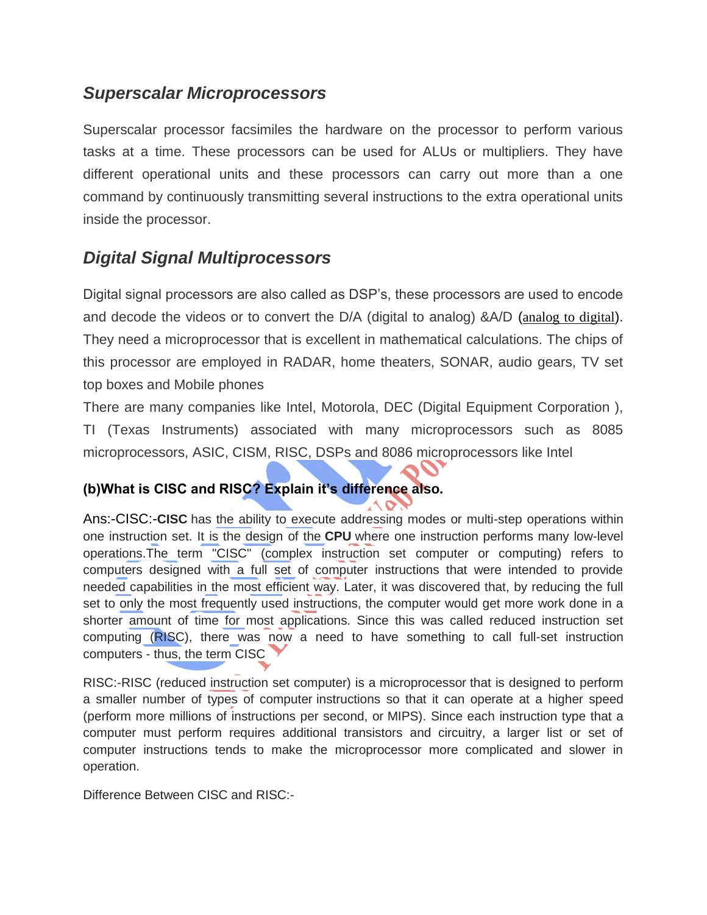## *Superscalar Microprocessors*

Superscalar processor facsimiles the hardware on the processor to perform various tasks at a time. These processors can be used for ALUs or multipliers. They have different operational units and these processors can carry out more than a one command by continuously transmitting several instructions to the extra operational units inside the processor.

## *Digital Signal Multiprocessors*

Digital signal processors are also called as DSP's, these processors are used to encode and decode the videos or to convert the D/A (digital to analog) &A/D (analog to digital). They need a microprocessor that is excellent in mathematical calculations. The chips of this processor are employed in RADAR, home theaters, SONAR, audio gears, TV set top boxes and Mobile phones

There are many companies like Intel, Motorola, DEC (Digital Equipment Corporation ), TI (Texas Instruments) associated with many microprocessors such as 8085 microprocessors, ASIC, CISM, RISC, DSPs and 8086 microprocessors like Intel

**(b)What is CISC and RISC? Explain it's difference also.**

Ans:-CISC:-**CISC** has the ability to execute addressing modes or multi-step operations within one instruction set. It is the design of the **CPU** where one instruction performs many low-level operations.The term "CISC" (complex instruction set computer or computing) refers to computers designed with a full set of computer instructions that were intended to provide needed capabilities in the most efficient way. Later, it was discovered that, by reducing the full set to only the most frequently used instructions, the computer would get more work done in a shorter amount of time for most applications. Since this was called reduced instruction set computing (RISC), there was now a need to have something to call full-set instruction computers - thus, the term CISC

RISC:-RISC (reduced instruction set computer) is a microprocessor that is designed to perform a smaller number of types of computer instructions so that it can operate at a higher speed (perform more millions of instructions per second, or MIPS). Since each instruction type that a computer must perform requires additional transistors and circuitry, a larger list or set of computer instructions tends to make the microprocessor more complicated and slower in operation.

Difference Between CISC and RISC:-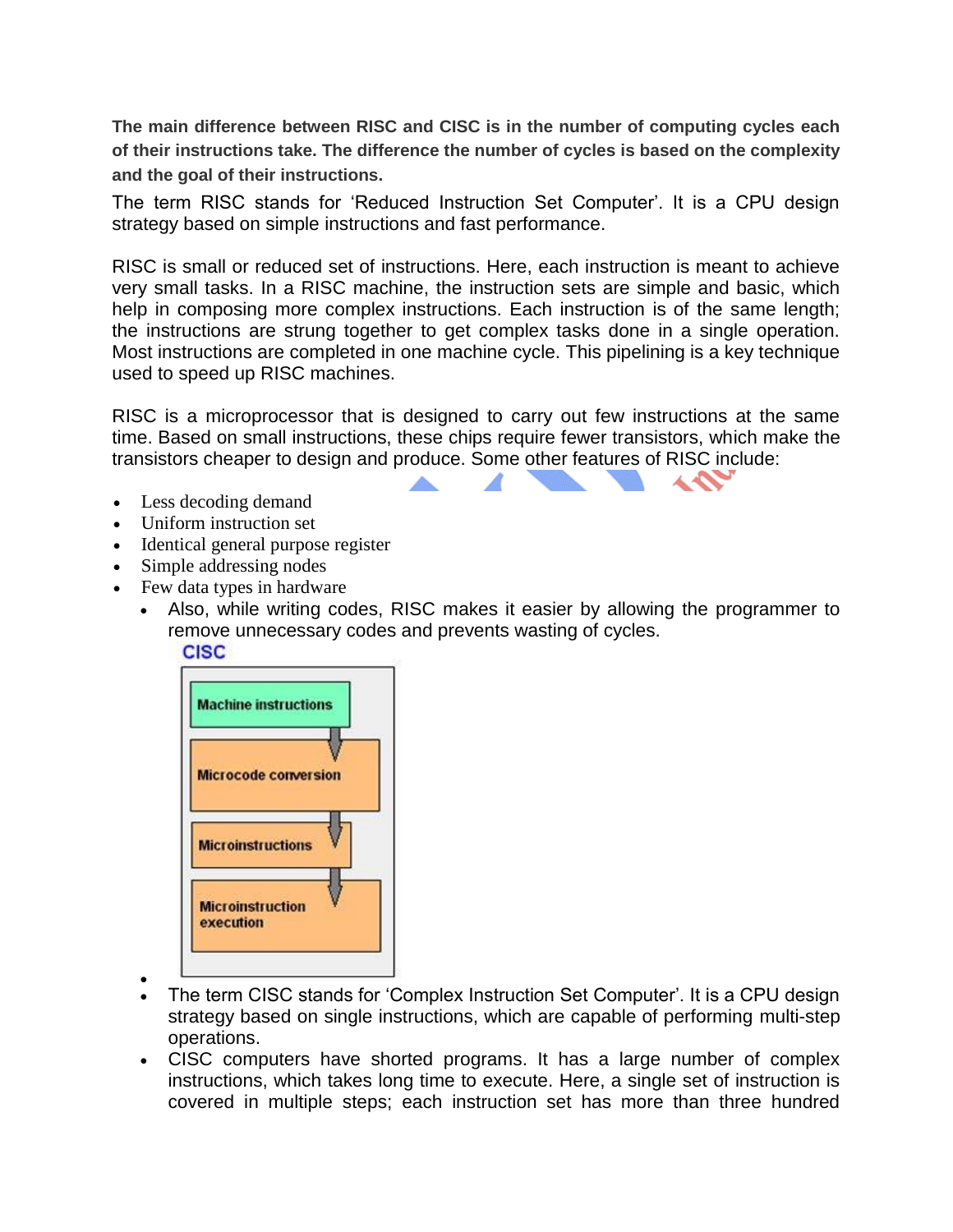**The main difference between RISC and CISC is in the number of computing cycles each of their instructions take. The difference the number of cycles is based on the complexity and the goal of their instructions.**

The term RISC stands for 'Reduced Instruction Set Computer'. It is a CPU design strategy based on simple instructions and fast performance.

RISC is small or reduced set of instructions. Here, each instruction is meant to achieve very small tasks. In a RISC machine, the instruction sets are simple and basic, which help in composing more complex instructions. Each instruction is of the same length; the instructions are strung together to get complex tasks done in a single operation. Most instructions are completed in one machine cycle. This pipelining is a key technique used to speed up RISC machines.

RISC is a microprocessor that is designed to carry out few instructions at the same time. Based on small instructions, these chips require fewer transistors, which make the transistors cheaper to design and produce. Some other features of RISC include:

- Less decoding demand
- Uniform instruction set
- Identical general purpose register
- Simple addressing nodes
- Few data types in hardware
  - Also, while writing codes, RISC makes it easier by allowing the programmer to remove unnecessary codes and prevents wasting of cycles.

CISC

Machine instructions

Microcode conversion

Microinstructions

Microinstruction execution

- The term CISC stands for 'Complex Instruction Set Computer'. It is a CPU design strategy based on single instructions, which are capable of performing multi-step operations.
- CISC computers have shorted programs. It has a large number of complex instructions, which takes long time to execute. Here, a single set of instruction is covered in multiple steps; each instruction set has more than three hundred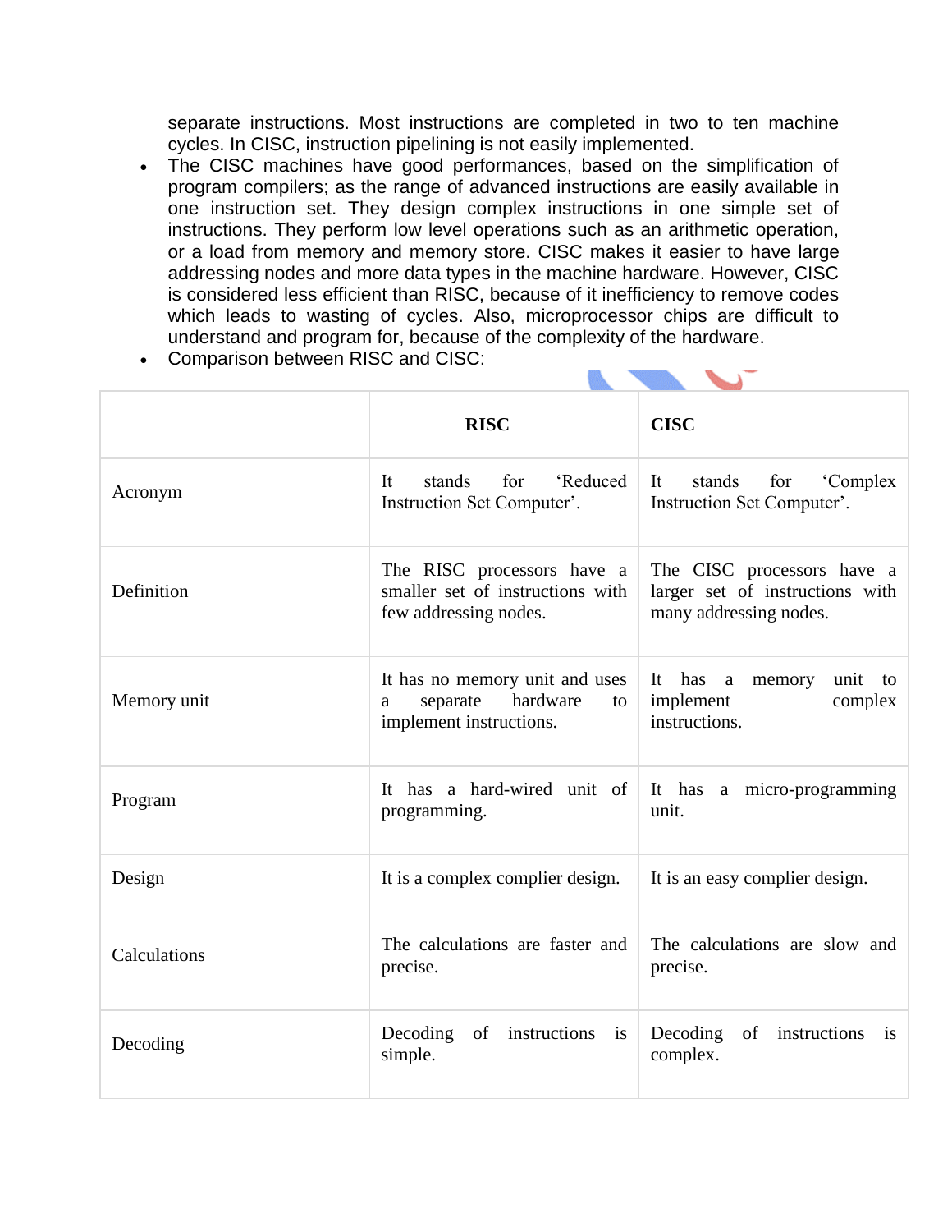separate instructions. Most instructions are completed in two to ten machine cycles. In CISC, instruction pipelining is not easily implemented.

- The CISC machines have good performances, based on the simplification of program compilers; as the range of advanced instructions are easily available in one instruction set. They design complex instructions in one simple set of instructions. They perform low level operations such as an arithmetic operation, or a load from memory and memory store. CISC makes it easier to have large addressing nodes and more data types in the machine hardware. However, CISC is considered less efficient than RISC, because of it inefficiency to remove codes which leads to wasting of cycles. Also, microprocessor chips are difficult to understand and program for, because of the complexity of the hardware.
- Comparison between RISC and CISC:

| | **RISC** | **CISC** |
|---|---|---|
| Acronym | It stands for 'Reduced Instruction Set Computer'. | It stands for 'Complex Instruction Set Computer'. |
| Definition | The RISC processors have a smaller set of instructions with few addressing nodes. | The CISC processors have a larger set of instructions with many addressing nodes. |
| Memory unit | It has no memory unit and uses a separate hardware to implement instructions. | It has a memory unit to implement complex instructions. |
| Program | It has a hard-wired unit of programming. | It has a micro-programming unit. |
| Design | It is a complex complier design. | It is an easy complier design. |
| Calculations | The calculations are faster and precise. | The calculations are slow and precise. |
| Decoding | Decoding of instructions is simple. | Decoding of instructions is complex. |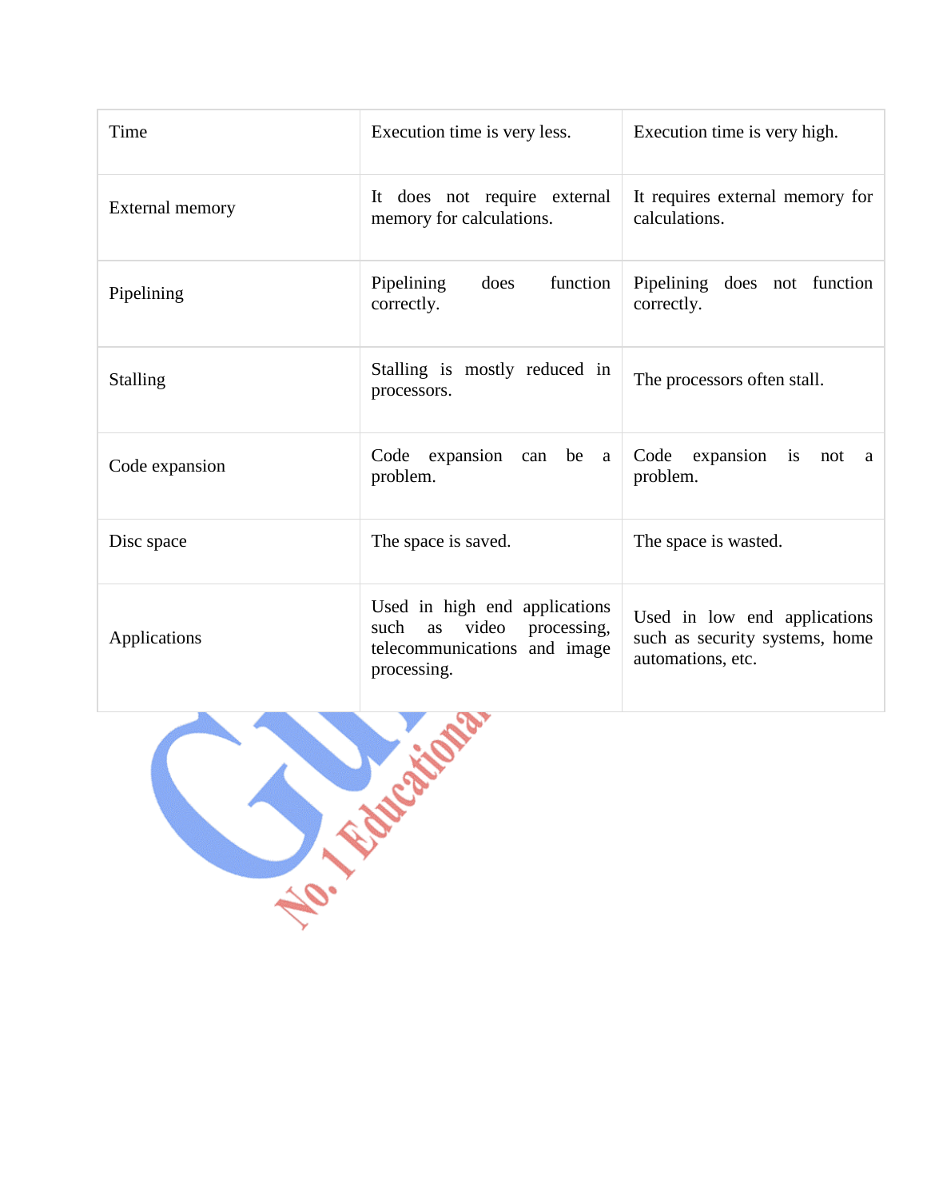| | | |
|---|---|---|
| Time | Execution time is very less. | Execution time is very high. |
| External memory | It does not require external memory for calculations. | It requires external memory for calculations. |
| Pipelining | Pipelining does function correctly. | Pipelining does not function correctly. |
| Stalling | Stalling is mostly reduced in processors. | The processors often stall. |
| Code expansion | Code expansion can be a problem. | Code expansion is not a problem. |
| Disc space | The space is saved. | The space is wasted. |
| Applications | Used in high end applications such as video processing, telecommunications and image processing. | Used in low end applications such as security systems, home automations, etc. |